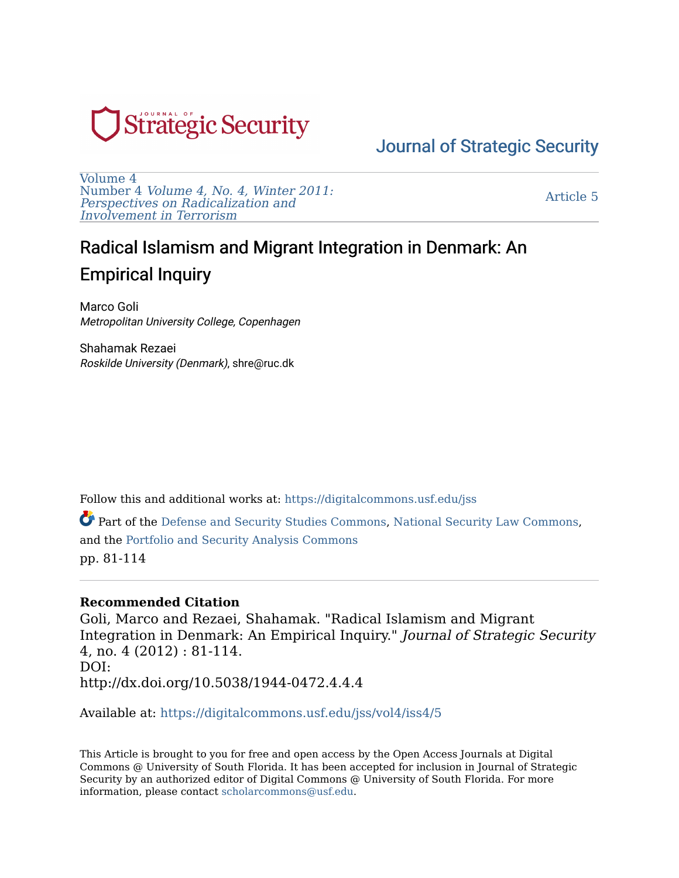Journal of Strategic Security

Volume 4
Number 4 *Volume 4, No. 4, Winter 2011: Perspectives on Radicalization and Involvement in Terrorism*

Article 5

# Radical Islamism and Migrant Integration in Denmark: An Empirical Inquiry

Marco Goli
*Metropolitan University College, Copenhagen*

Shahamak Rezaei
*Roskilde University (Denmark)*, shre@ruc.dk

Follow this and additional works at: https://digitalcommons.usf.edu/jss

Part of the Defense and Security Studies Commons, National Security Law Commons, and the Portfolio and Security Analysis Commons

pp. 81-114

**Recommended Citation**
Goli, Marco and Rezaei, Shahamak. "Radical Islamism and Migrant Integration in Denmark: An Empirical Inquiry." *Journal of Strategic Security* 4, no. 4 (2012) : 81-114.
DOI:
http://dx.doi.org/10.5038/1944-0472.4.4.4

Available at: https://digitalcommons.usf.edu/jss/vol4/iss4/5

This Article is brought to you for free and open access by the Open Access Journals at Digital Commons @ University of South Florida. It has been accepted for inclusion in Journal of Strategic Security by an authorized editor of Digital Commons @ University of South Florida. For more information, please contact scholarcommons@usf.edu.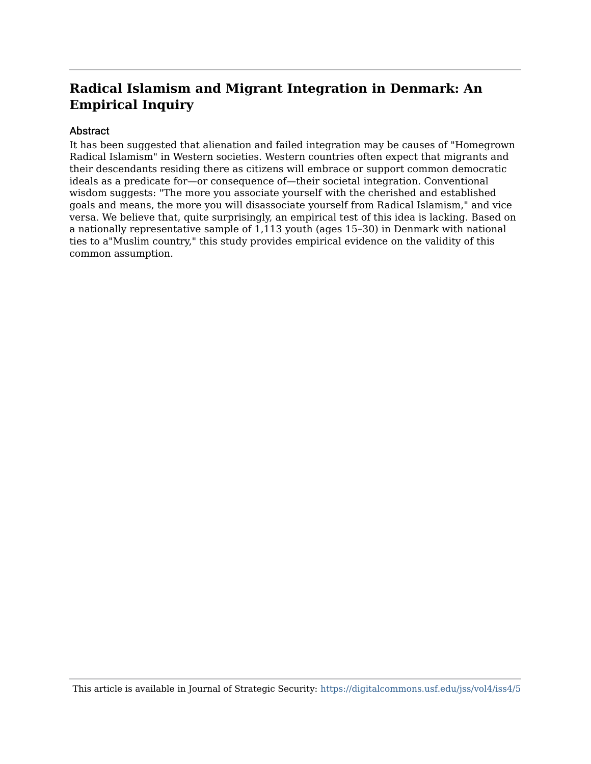## Radical Islamism and Migrant Integration in Denmark: An Empirical Inquiry

### Abstract

It has been suggested that alienation and failed integration may be causes of "Homegrown Radical Islamism" in Western societies. Western countries often expect that migrants and their descendants residing there as citizens will embrace or support common democratic ideals as a predicate for—or consequence of—their societal integration. Conventional wisdom suggests: "The more you associate yourself with the cherished and established goals and means, the more you will disassociate yourself from Radical Islamism," and vice versa. We believe that, quite surprisingly, an empirical test of this idea is lacking. Based on a nationally representative sample of 1,113 youth (ages 15–30) in Denmark with national ties to a"Muslim country," this study provides empirical evidence on the validity of this common assumption.

This article is available in Journal of Strategic Security: https://digitalcommons.usf.edu/jss/vol4/iss4/5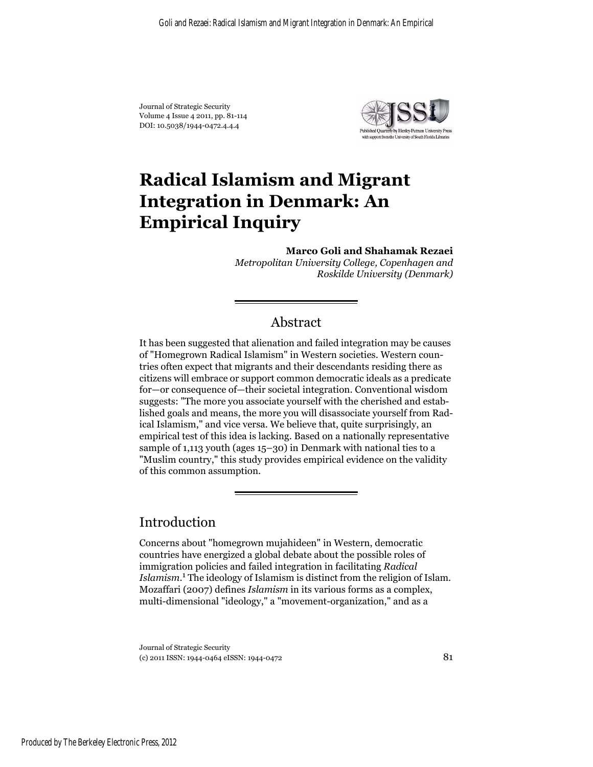# Radical Islamism and Migrant Integration in Denmark: An Empirical Inquiry

**Marco Goli and Shahamak Rezaei**
*Metropolitan University College, Copenhagen and Roskilde University (Denmark)*

## Abstract

It has been suggested that alienation and failed integration may be causes of "Homegrown Radical Islamism" in Western societies. Western countries often expect that migrants and their descendants residing there as citizens will embrace or support common democratic ideals as a predicate for—or consequence of—their societal integration. Conventional wisdom suggests: "The more you associate yourself with the cherished and established goals and means, the more you will disassociate yourself from Radical Islamism," and vice versa. We believe that, quite surprisingly, an empirical test of this idea is lacking. Based on a nationally representative sample of 1,113 youth (ages 15–30) in Denmark with national ties to a "Muslim country," this study provides empirical evidence on the validity of this common assumption.

## Introduction

Concerns about "homegrown mujahideen" in Western, democratic countries have energized a global debate about the possible roles of immigration policies and failed integration in facilitating *Radical Islamism*.[1] The ideology of Islamism is distinct from the religion of Islam. Mozaffari (2007) defines *Islamism* in its various forms as a complex, multi-dimensional "ideology," a "movement-organization," and as a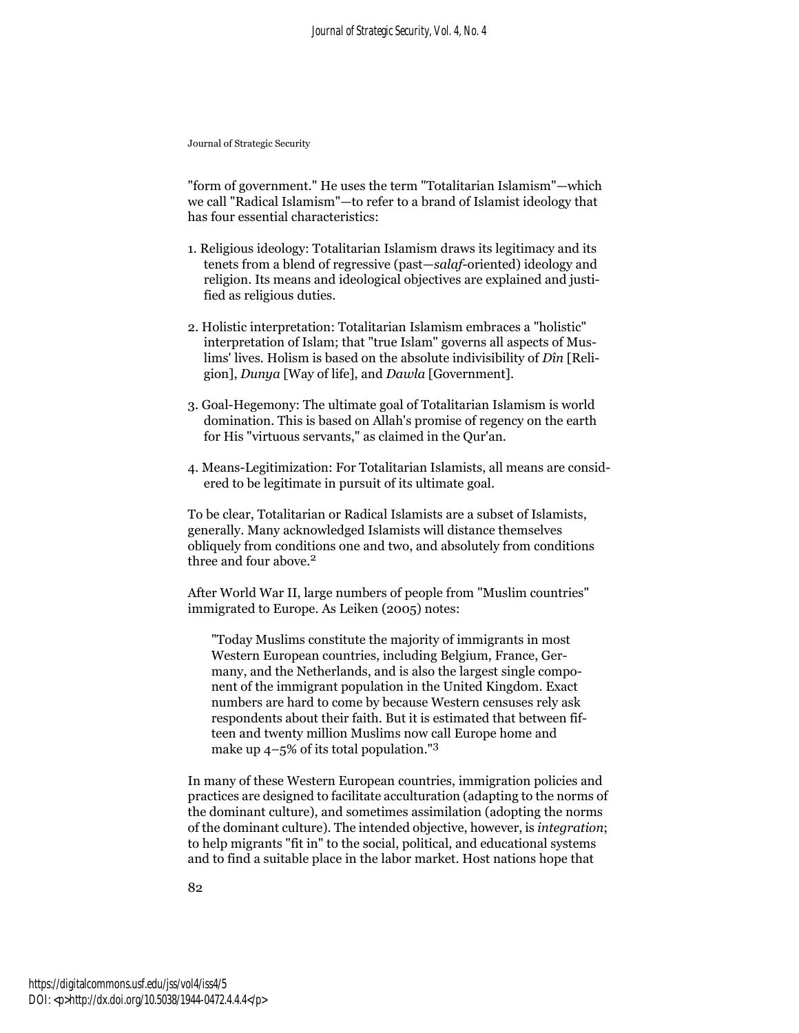"form of government." He uses the term "Totalitarian Islamism"—which we call "Radical Islamism"—to refer to a brand of Islamist ideology that has four essential characteristics:

1. Religious ideology: Totalitarian Islamism draws its legitimacy and its tenets from a blend of regressive (past—*salaf*-oriented) ideology and religion. Its means and ideological objectives are explained and justified as religious duties.

2. Holistic interpretation: Totalitarian Islamism embraces a "holistic" interpretation of Islam; that "true Islam" governs all aspects of Muslims' lives. Holism is based on the absolute indivisibility of *Dîn* [Religion], *Dunya* [Way of life], and *Dawla* [Government].

3. Goal-Hegemony: The ultimate goal of Totalitarian Islamism is world domination. This is based on Allah's promise of regency on the earth for His "virtuous servants," as claimed in the Qur'an.

4. Means-Legitimization: For Totalitarian Islamists, all means are considered to be legitimate in pursuit of its ultimate goal.

To be clear, Totalitarian or Radical Islamists are a subset of Islamists, generally. Many acknowledged Islamists will distance themselves obliquely from conditions one and two, and absolutely from conditions three and four above.[2]

After World War II, large numbers of people from "Muslim countries" immigrated to Europe. As Leiken (2005) notes:

> "Today Muslims constitute the majority of immigrants in most Western European countries, including Belgium, France, Germany, and the Netherlands, and is also the largest single component of the immigrant population in the United Kingdom. Exact numbers are hard to come by because Western censuses rely ask respondents about their faith. But it is estimated that between fifteen and twenty million Muslims now call Europe home and make up 4–5% of its total population."[3]

In many of these Western European countries, immigration policies and practices are designed to facilitate acculturation (adapting to the norms of the dominant culture), and sometimes assimilation (adopting the norms of the dominant culture). The intended objective, however, is *integration*; to help migrants "fit in" to the social, political, and educational systems and to find a suitable place in the labor market. Host nations hope that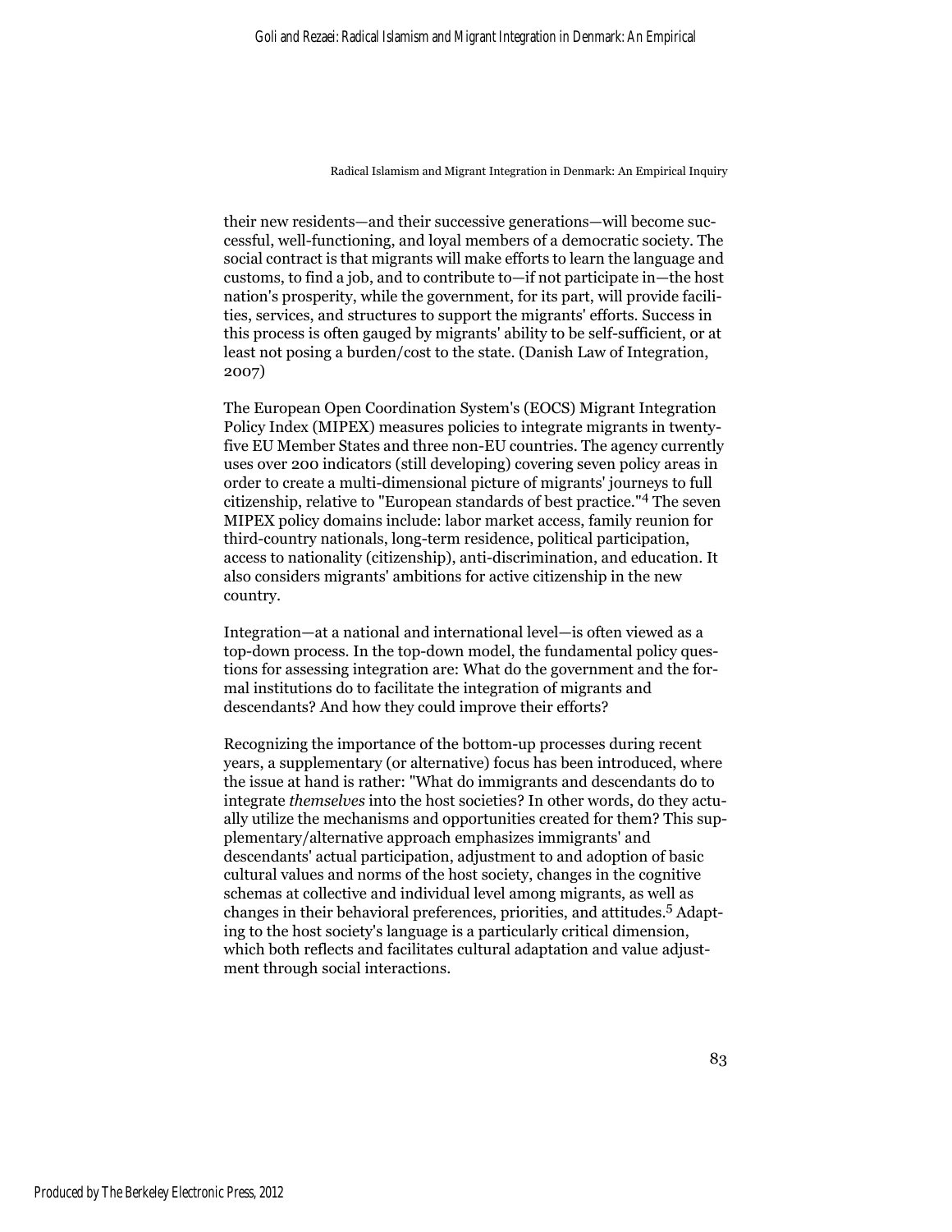their new residents—and their successive generations—will become successful, well-functioning, and loyal members of a democratic society. The social contract is that migrants will make efforts to learn the language and customs, to find a job, and to contribute to—if not participate in—the host nation's prosperity, while the government, for its part, will provide facilities, services, and structures to support the migrants' efforts. Success in this process is often gauged by migrants' ability to be self-sufficient, or at least not posing a burden/cost to the state. (Danish Law of Integration, 2007)

The European Open Coordination System's (EOCS) Migrant Integration Policy Index (MIPEX) measures policies to integrate migrants in twenty-five EU Member States and three non-EU countries. The agency currently uses over 200 indicators (still developing) covering seven policy areas in order to create a multi-dimensional picture of migrants' journeys to full citizenship, relative to "European standards of best practice."[4] The seven MIPEX policy domains include: labor market access, family reunion for third-country nationals, long-term residence, political participation, access to nationality (citizenship), anti-discrimination, and education. It also considers migrants' ambitions for active citizenship in the new country.

Integration—at a national and international level—is often viewed as a top-down process. In the top-down model, the fundamental policy questions for assessing integration are: What do the government and the formal institutions do to facilitate the integration of migrants and descendants? And how they could improve their efforts?

Recognizing the importance of the bottom-up processes during recent years, a supplementary (or alternative) focus has been introduced, where the issue at hand is rather: "What do immigrants and descendants do to integrate *themselves* into the host societies? In other words, do they actually utilize the mechanisms and opportunities created for them? This supplementary/alternative approach emphasizes immigrants' and descendants' actual participation, adjustment to and adoption of basic cultural values and norms of the host society, changes in the cognitive schemas at collective and individual level among migrants, as well as changes in their behavioral preferences, priorities, and attitudes.[5] Adapting to the host society's language is a particularly critical dimension, which both reflects and facilitates cultural adaptation and value adjustment through social interactions.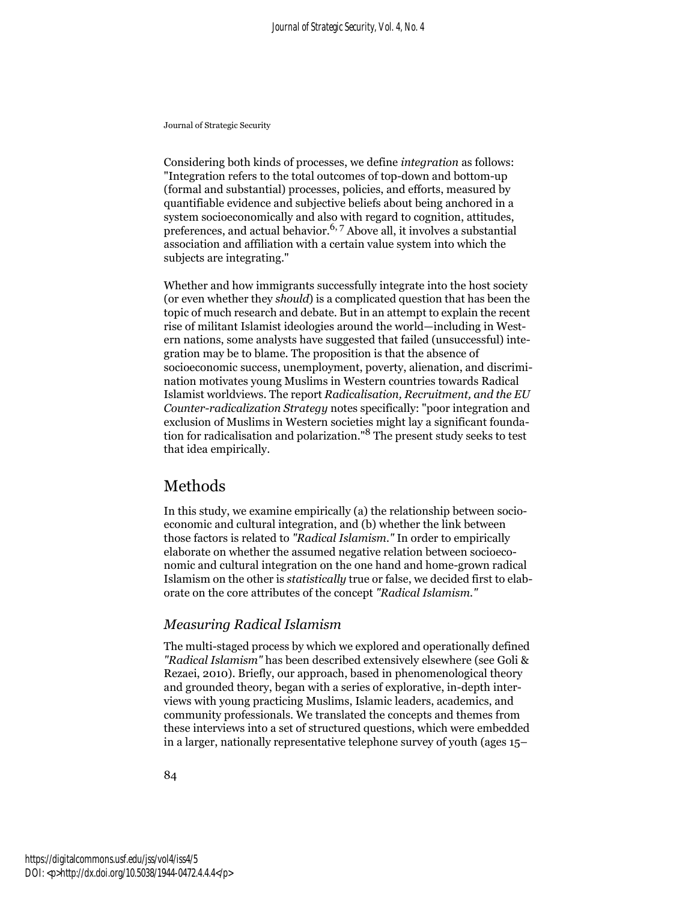Considering both kinds of processes, we define *integration* as follows: "Integration refers to the total outcomes of top-down and bottom-up (formal and substantial) processes, policies, and efforts, measured by quantifiable evidence and subjective beliefs about being anchored in a system socioeconomically and also with regard to cognition, attitudes, preferences, and actual behavior.[6, 7] Above all, it involves a substantial association and affiliation with a certain value system into which the subjects are integrating."

Whether and how immigrants successfully integrate into the host society (or even whether they *should*) is a complicated question that has been the topic of much research and debate. But in an attempt to explain the recent rise of militant Islamist ideologies around the world—including in Western nations, some analysts have suggested that failed (unsuccessful) integration may be to blame. The proposition is that the absence of socioeconomic success, unemployment, poverty, alienation, and discrimination motivates young Muslims in Western countries towards Radical Islamist worldviews. The report *Radicalisation, Recruitment, and the EU Counter-radicalization Strategy* notes specifically: "poor integration and exclusion of Muslims in Western societies might lay a significant foundation for radicalisation and polarization."[8] The present study seeks to test that idea empirically.

## Methods

In this study, we examine empirically (a) the relationship between socioeconomic and cultural integration, and (b) whether the link between those factors is related to *"Radical Islamism."* In order to empirically elaborate on whether the assumed negative relation between socioeconomic and cultural integration on the one hand and home-grown radical Islamism on the other is *statistically* true or false, we decided first to elaborate on the core attributes of the concept *"Radical Islamism."*

### *Measuring Radical Islamism*

The multi-staged process by which we explored and operationally defined *"Radical Islamism"* has been described extensively elsewhere (see Goli & Rezaei, 2010). Briefly, our approach, based in phenomenological theory and grounded theory, began with a series of explorative, in-depth interviews with young practicing Muslims, Islamic leaders, academics, and community professionals. We translated the concepts and themes from these interviews into a set of structured questions, which were embedded in a larger, nationally representative telephone survey of youth (ages 15–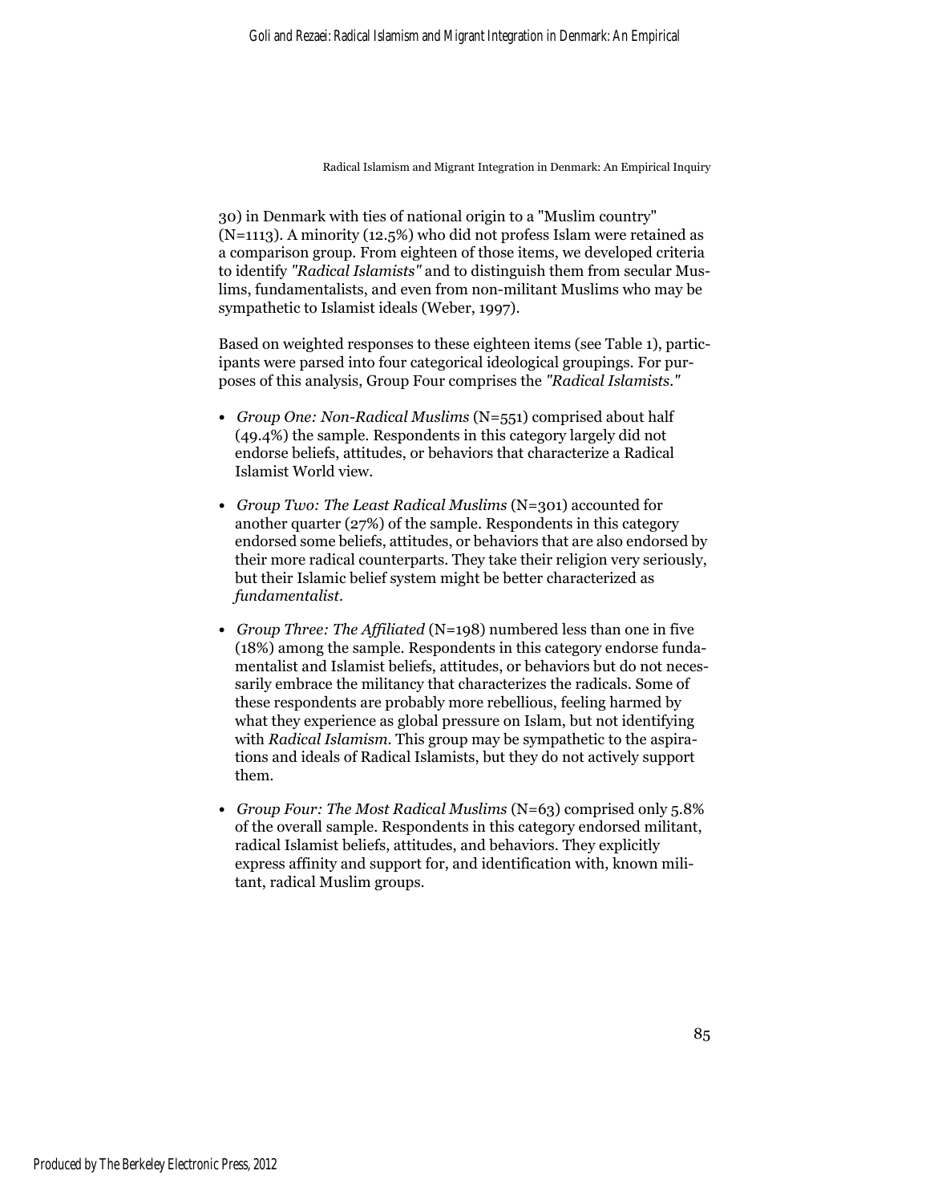30) in Denmark with ties of national origin to a "Muslim country" (N=1113). A minority (12.5%) who did not profess Islam were retained as a comparison group. From eighteen of those items, we developed criteria to identify *"Radical Islamists"* and to distinguish them from secular Muslims, fundamentalists, and even from non-militant Muslims who may be sympathetic to Islamist ideals (Weber, 1997).

Based on weighted responses to these eighteen items (see Table 1), participants were parsed into four categorical ideological groupings. For purposes of this analysis, Group Four comprises the *"Radical Islamists."*

- *Group One: Non-Radical Muslims* (N=551) comprised about half (49.4%) the sample. Respondents in this category largely did not endorse beliefs, attitudes, or behaviors that characterize a Radical Islamist World view.
- *Group Two: The Least Radical Muslims* (N=301) accounted for another quarter (27%) of the sample. Respondents in this category endorsed some beliefs, attitudes, or behaviors that are also endorsed by their more radical counterparts. They take their religion very seriously, but their Islamic belief system might be better characterized as *fundamentalist*.
- *Group Three: The Affiliated* (N=198) numbered less than one in five (18%) among the sample. Respondents in this category endorse fundamentalist and Islamist beliefs, attitudes, or behaviors but do not necessarily embrace the militancy that characterizes the radicals. Some of these respondents are probably more rebellious, feeling harmed by what they experience as global pressure on Islam, but not identifying with *Radical Islamism*. This group may be sympathetic to the aspirations and ideals of Radical Islamists, but they do not actively support them.
- *Group Four: The Most Radical Muslims* (N=63) comprised only 5.8% of the overall sample. Respondents in this category endorsed militant, radical Islamist beliefs, attitudes, and behaviors. They explicitly express affinity and support for, and identification with, known militant, radical Muslim groups.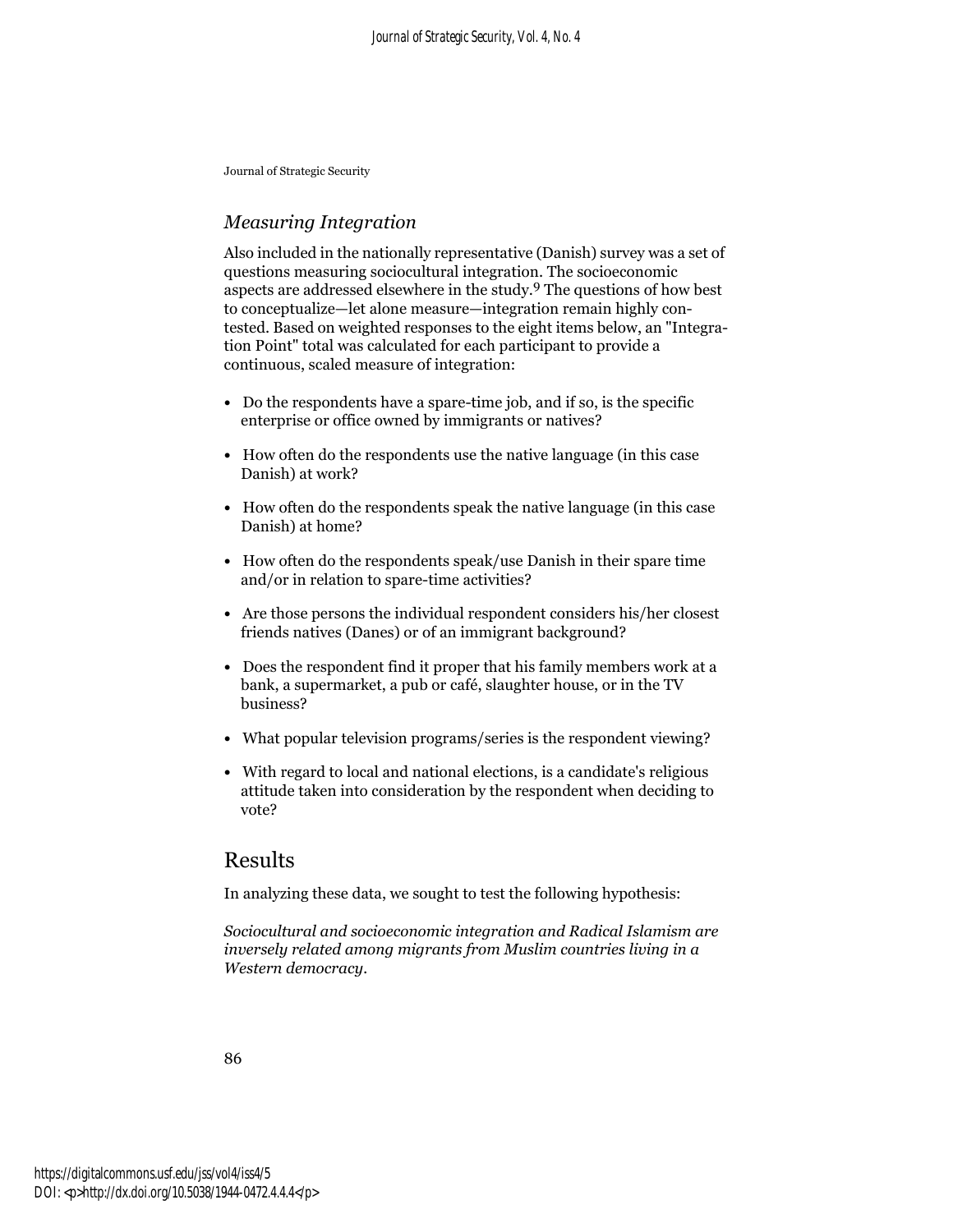### *Measuring Integration*

Also included in the nationally representative (Danish) survey was a set of questions measuring sociocultural integration. The socioeconomic aspects are addressed elsewhere in the study.[9] The questions of how best to conceptualize—let alone measure—integration remain highly contested. Based on weighted responses to the eight items below, an "Integration Point" total was calculated for each participant to provide a continuous, scaled measure of integration:

- Do the respondents have a spare-time job, and if so, is the specific enterprise or office owned by immigrants or natives?
- How often do the respondents use the native language (in this case Danish) at work?
- How often do the respondents speak the native language (in this case Danish) at home?
- How often do the respondents speak/use Danish in their spare time and/or in relation to spare-time activities?
- Are those persons the individual respondent considers his/her closest friends natives (Danes) or of an immigrant background?
- Does the respondent find it proper that his family members work at a bank, a supermarket, a pub or café, slaughter house, or in the TV business?
- What popular television programs/series is the respondent viewing?
- With regard to local and national elections, is a candidate's religious attitude taken into consideration by the respondent when deciding to vote?

## Results

In analyzing these data, we sought to test the following hypothesis:

*Sociocultural and socioeconomic integration and Radical Islamism are inversely related among migrants from Muslim countries living in a Western democracy.*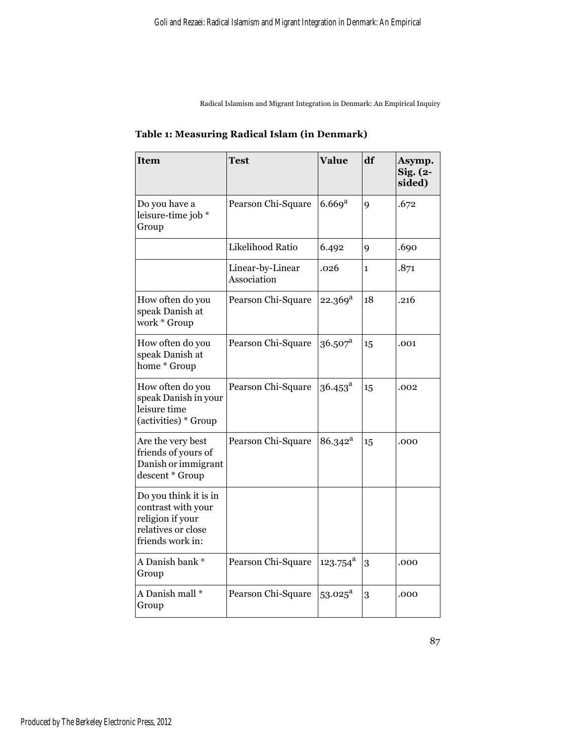**Table 1: Measuring Radical Islam (in Denmark)**

| Item | Test | Value | df | Asymp. Sig. (2-sided) |
|---|---|---|---|---|
| Do you have a leisure-time job * Group | Pearson Chi-Square | 6.669[a] | 9 | .672 |
| | Likelihood Ratio | 6.492 | 9 | .690 |
| | Linear-by-Linear Association | .026 | 1 | .871 |
| How often do you speak Danish at work * Group | Pearson Chi-Square | 22.369[a] | 18 | .216 |
| How often do you speak Danish at home * Group | Pearson Chi-Square | 36.507[a] | 15 | .001 |
| How often do you speak Danish in your leisure time (activities) * Group | Pearson Chi-Square | 36.453[a] | 15 | .002 |
| Are the very best friends of yours of Danish or immigrant descent * Group | Pearson Chi-Square | 86.342[a] | 15 | .000 |
| Do you think it is in contrast with your religion if your relatives or close friends work in: | | | | |
| A Danish bank * Group | Pearson Chi-Square | 123.754[a] | 3 | .000 |
| A Danish mall * Group | Pearson Chi-Square | 53.025[a] | 3 | .000 |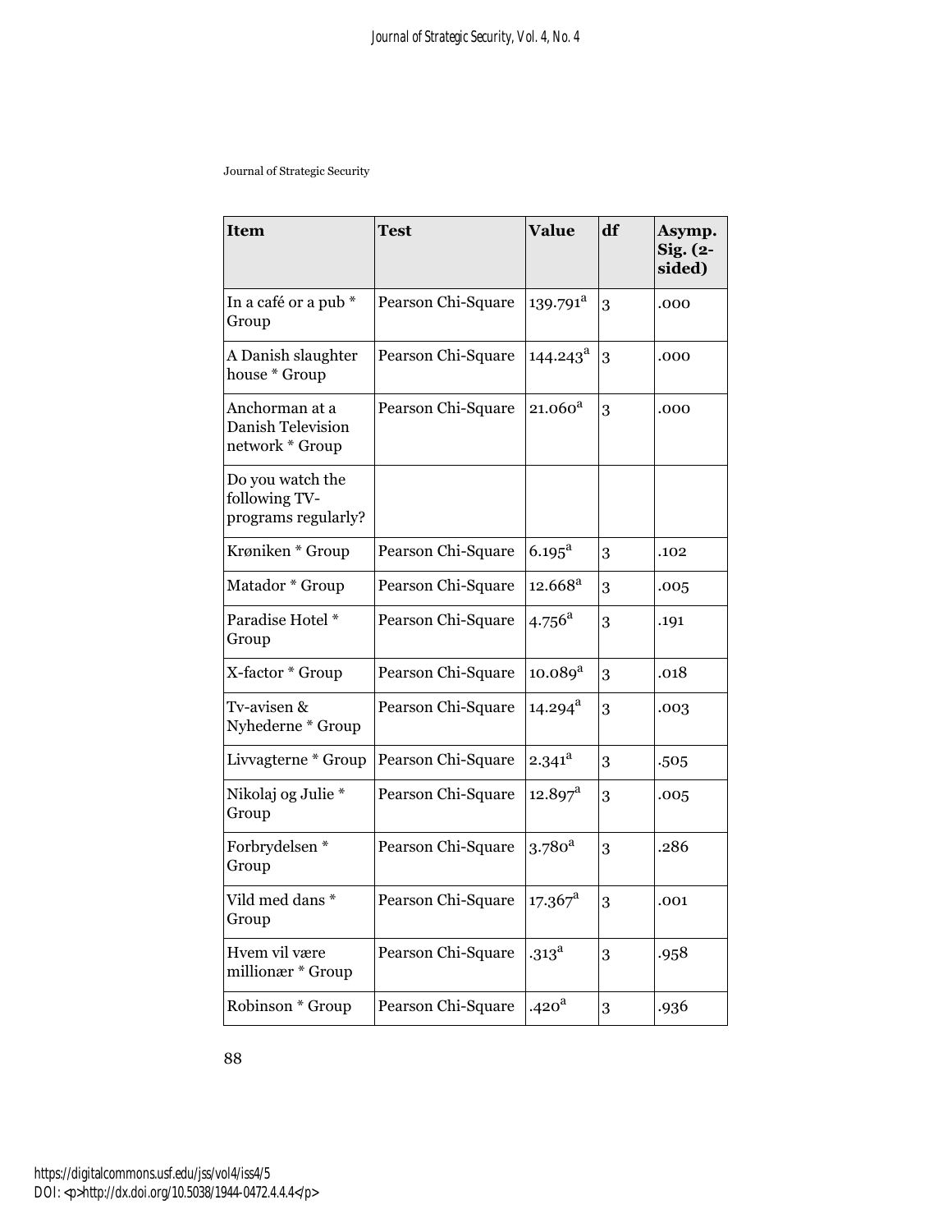| Item | Test | Value | df | Asymp. Sig. (2-sided) |
|---|---|---|---|---|
| In a café or a pub * Group | Pearson Chi-Square | 139.791[a] | 3 | .000 |
| A Danish slaughter house * Group | Pearson Chi-Square | 144.243[a] | 3 | .000 |
| Anchorman at a Danish Television network * Group | Pearson Chi-Square | 21.060[a] | 3 | .000 |
| Do you watch the following TV-programs regularly? | | | | |
| Krøniken * Group | Pearson Chi-Square | 6.195[a] | 3 | .102 |
| Matador * Group | Pearson Chi-Square | 12.668[a] | 3 | .005 |
| Paradise Hotel * Group | Pearson Chi-Square | 4.756[a] | 3 | .191 |
| X-factor * Group | Pearson Chi-Square | 10.089[a] | 3 | .018 |
| Tv-avisen & Nyhederne * Group | Pearson Chi-Square | 14.294[a] | 3 | .003 |
| Livvagterne * Group | Pearson Chi-Square | 2.341[a] | 3 | .505 |
| Nikolaj og Julie * Group | Pearson Chi-Square | 12.897[a] | 3 | .005 |
| Forbrydelsen * Group | Pearson Chi-Square | 3.780[a] | 3 | .286 |
| Vild med dans * Group | Pearson Chi-Square | 17.367[a] | 3 | .001 |
| Hvem vil være millionær * Group | Pearson Chi-Square | .313[a] | 3 | .958 |
| Robinson * Group | Pearson Chi-Square | .420[a] | 3 | .936 |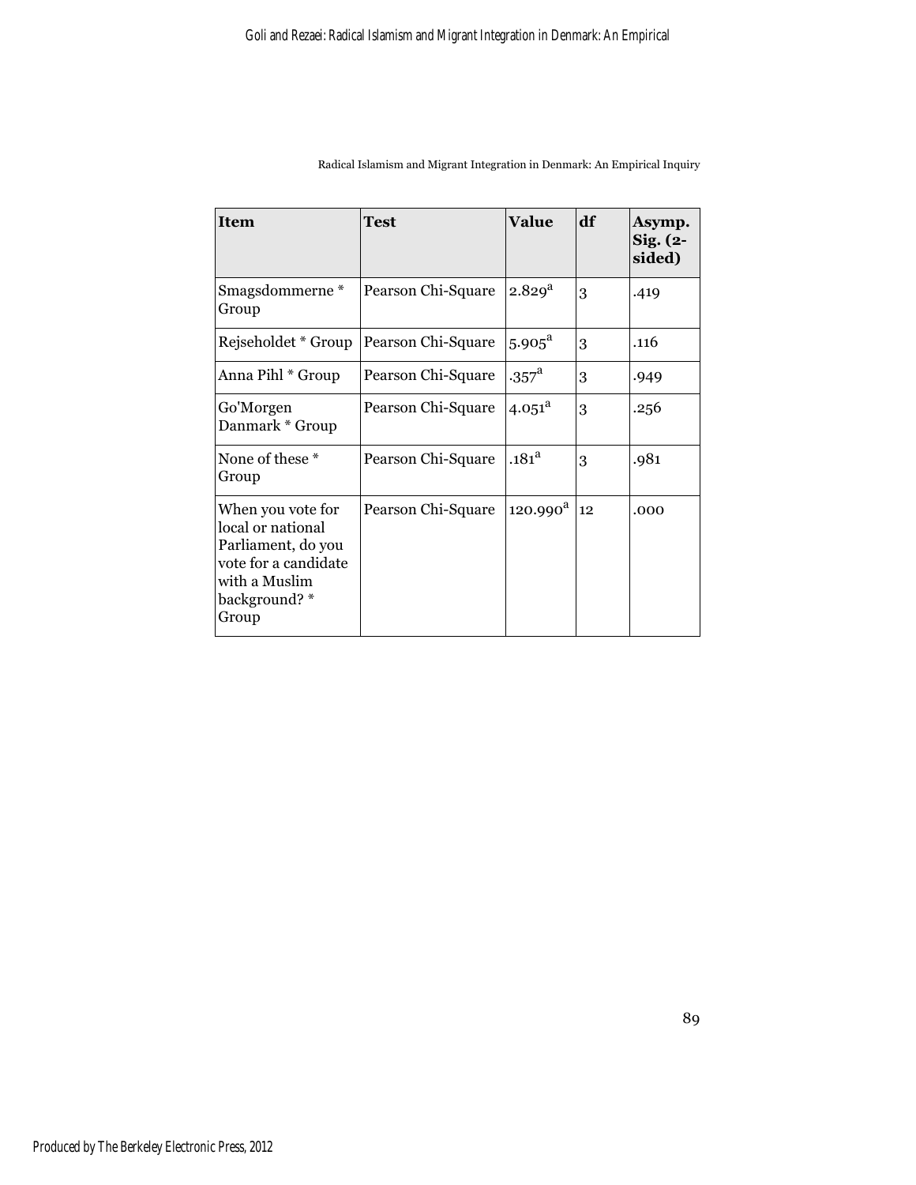| Item | Test | Value | df | Asymp. Sig. (2-sided) |
|---|---|---|---|---|
| Smagsdommerne * Group | Pearson Chi-Square | 2.829[a] | 3 | .419 |
| Rejseholdet * Group | Pearson Chi-Square | 5.905[a] | 3 | .116 |
| Anna Pihl * Group | Pearson Chi-Square | .357[a] | 3 | .949 |
| Go'Morgen Danmark * Group | Pearson Chi-Square | 4.051[a] | 3 | .256 |
| None of these * Group | Pearson Chi-Square | .181[a] | 3 | .981 |
| When you vote for local or national Parliament, do you vote for a candidate with a Muslim background? * Group | Pearson Chi-Square | 120.990[a] | 12 | .000 |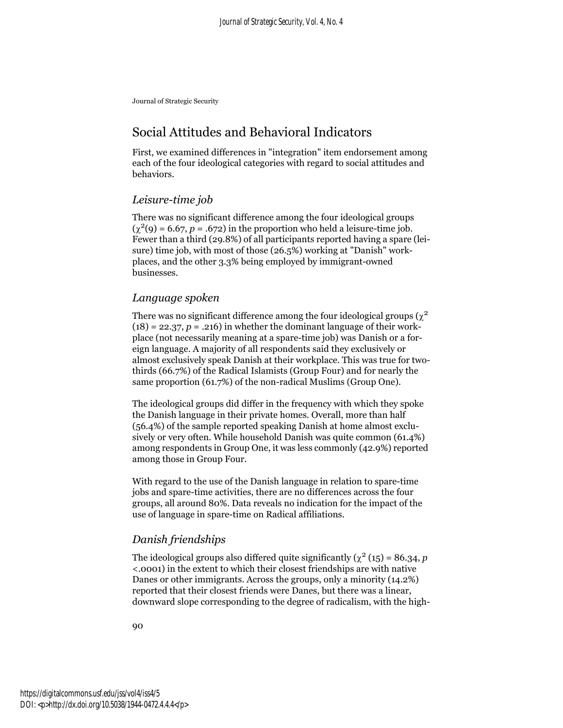## Social Attitudes and Behavioral Indicators

First, we examined differences in "integration" item endorsement among each of the four ideological categories with regard to social attitudes and behaviors.

### *Leisure-time job*

There was no significant difference among the four ideological groups ($\chi^2(9) = 6.67$, $p = .672$) in the proportion who held a leisure-time job. Fewer than a third (29.8%) of all participants reported having a spare (leisure) time job, with most of those (26.5%) working at "Danish" workplaces, and the other 3.3% being employed by immigrant-owned businesses.

### *Language spoken*

There was no significant difference among the four ideological groups ($\chi^2(18) = 22.37$, $p = .216$) in whether the dominant language of their workplace (not necessarily meaning at a spare-time job) was Danish or a foreign language. A majority of all respondents said they exclusively or almost exclusively speak Danish at their workplace. This was true for two-thirds (66.7%) of the Radical Islamists (Group Four) and for nearly the same proportion (61.7%) of the non-radical Muslims (Group One).

The ideological groups did differ in the frequency with which they spoke the Danish language in their private homes. Overall, more than half (56.4%) of the sample reported speaking Danish at home almost exclusively or very often. While household Danish was quite common (61.4%) among respondents in Group One, it was less commonly (42.9%) reported among those in Group Four.

With regard to the use of the Danish language in relation to spare-time jobs and spare-time activities, there are no differences across the four groups, all around 80%. Data reveals no indication for the impact of the use of language in spare-time on Radical affiliations.

### *Danish friendships*

The ideological groups also differed quite significantly ($\chi^2(15) = 86.34$, $p < .0001$) in the extent to which their closest friendships are with native Danes or other immigrants. Across the groups, only a minority (14.2%) reported that their closest friends were Danes, but there was a linear, downward slope corresponding to the degree of radicalism, with the high-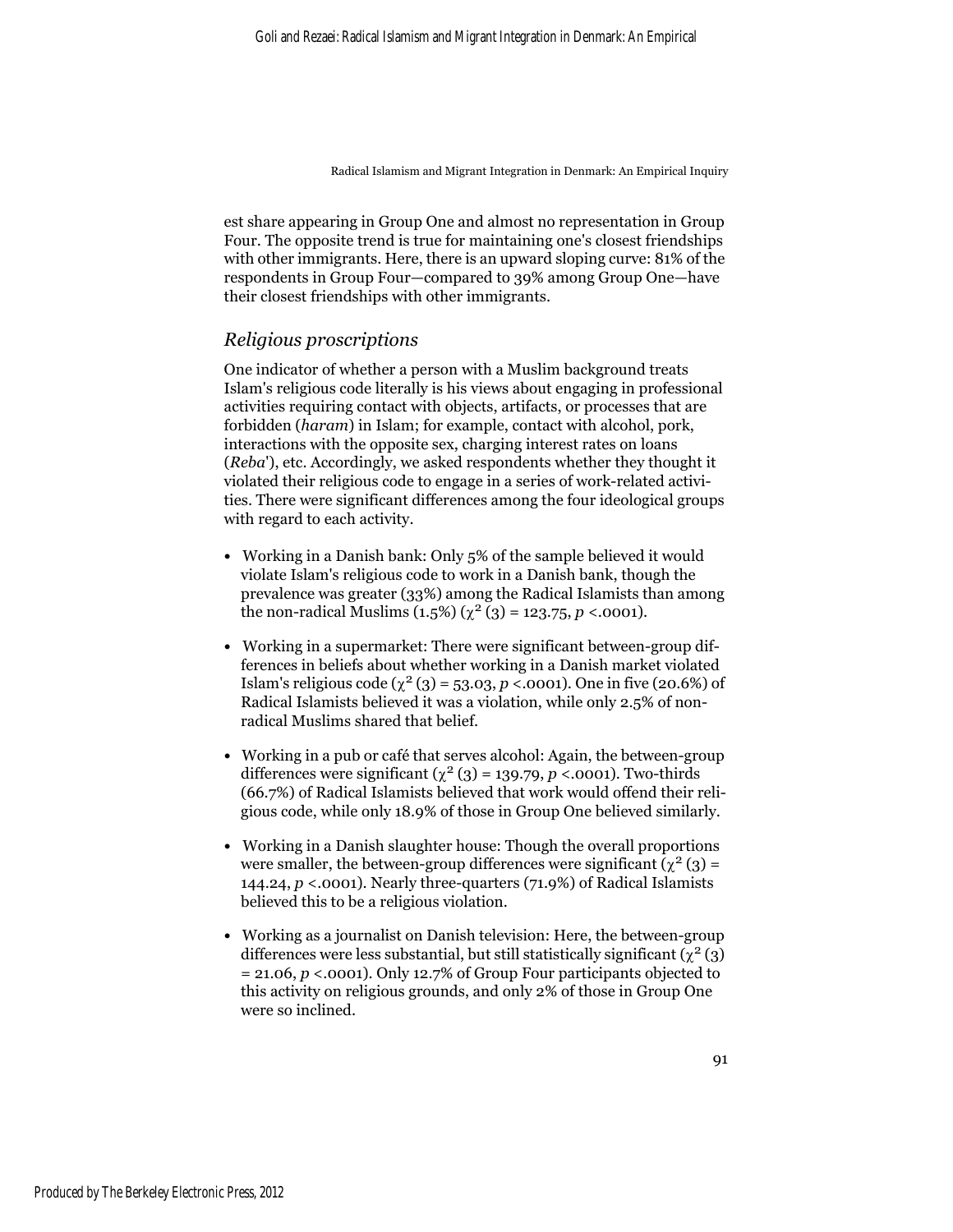est share appearing in Group One and almost no representation in Group Four. The opposite trend is true for maintaining one's closest friendships with other immigrants. Here, there is an upward sloping curve: 81% of the respondents in Group Four—compared to 39% among Group One—have their closest friendships with other immigrants.

### *Religious proscriptions*

One indicator of whether a person with a Muslim background treats Islam's religious code literally is his views about engaging in professional activities requiring contact with objects, artifacts, or processes that are forbidden (*haram*) in Islam; for example, contact with alcohol, pork, interactions with the opposite sex, charging interest rates on loans (*Reba*'), etc. Accordingly, we asked respondents whether they thought it violated their religious code to engage in a series of work-related activities. There were significant differences among the four ideological groups with regard to each activity.

- Working in a Danish bank: Only 5% of the sample believed it would violate Islam's religious code to work in a Danish bank, though the prevalence was greater (33%) among the Radical Islamists than among the non-radical Muslims (1.5%) ($\chi^2$ (3) = 123.75, $p$ <.0001).
- Working in a supermarket: There were significant between-group differences in beliefs about whether working in a Danish market violated Islam's religious code ($\chi^2$ (3) = 53.03, $p$ <.0001). One in five (20.6%) of Radical Islamists believed it was a violation, while only 2.5% of non-radical Muslims shared that belief.
- Working in a pub or café that serves alcohol: Again, the between-group differences were significant ($\chi^2$ (3) = 139.79, $p$ <.0001). Two-thirds (66.7%) of Radical Islamists believed that work would offend their religious code, while only 18.9% of those in Group One believed similarly.
- Working in a Danish slaughter house: Though the overall proportions were smaller, the between-group differences were significant ($\chi^2$ (3) = 144.24, $p$ <.0001). Nearly three-quarters (71.9%) of Radical Islamists believed this to be a religious violation.
- Working as a journalist on Danish television: Here, the between-group differences were less substantial, but still statistically significant ($\chi^2$ (3) = 21.06, $p$ <.0001). Only 12.7% of Group Four participants objected to this activity on religious grounds, and only 2% of those in Group One were so inclined.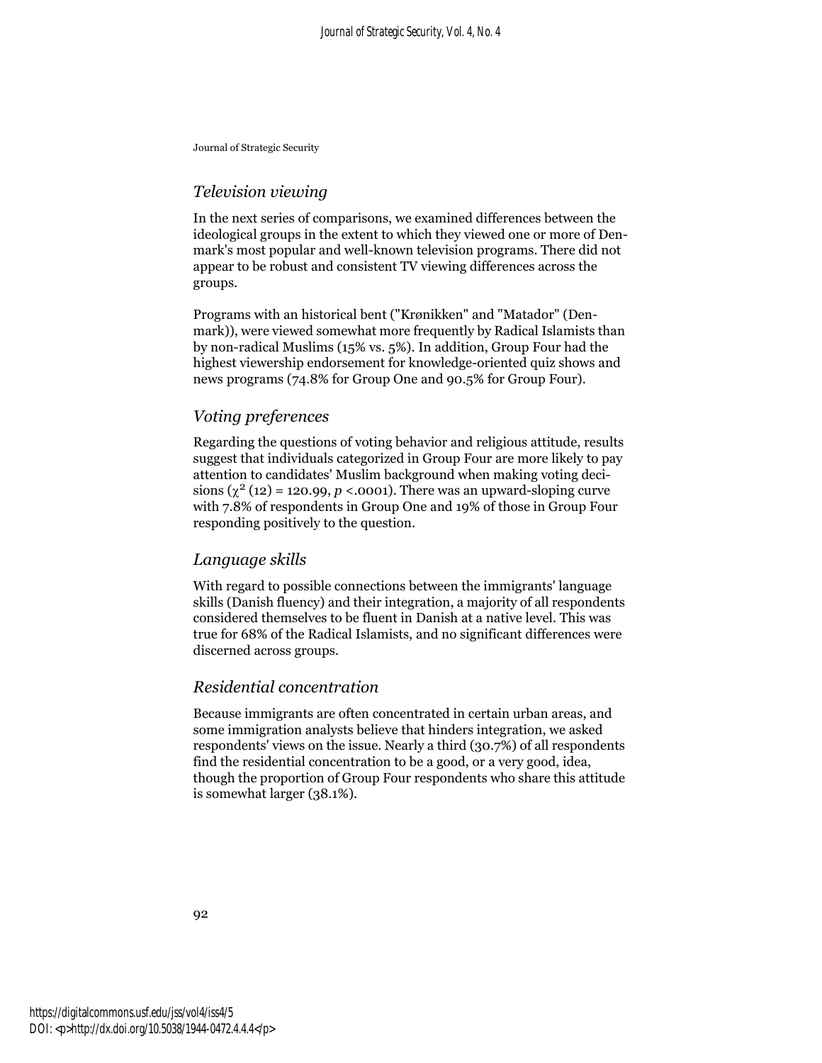### *Television viewing*

In the next series of comparisons, we examined differences between the ideological groups in the extent to which they viewed one or more of Denmark's most popular and well-known television programs. There did not appear to be robust and consistent TV viewing differences across the groups.

Programs with an historical bent ("Krønikken" and "Matador" (Denmark)), were viewed somewhat more frequently by Radical Islamists than by non-radical Muslims (15% vs. 5%). In addition, Group Four had the highest viewership endorsement for knowledge-oriented quiz shows and news programs (74.8% for Group One and 90.5% for Group Four).

### *Voting preferences*

Regarding the questions of voting behavior and religious attitude, results suggest that individuals categorized in Group Four are more likely to pay attention to candidates' Muslim background when making voting decisions ($\chi^2$ (12) = 120.99, $p$ <.0001). There was an upward-sloping curve with 7.8% of respondents in Group One and 19% of those in Group Four responding positively to the question.

### *Language skills*

With regard to possible connections between the immigrants' language skills (Danish fluency) and their integration, a majority of all respondents considered themselves to be fluent in Danish at a native level. This was true for 68% of the Radical Islamists, and no significant differences were discerned across groups.

### *Residential concentration*

Because immigrants are often concentrated in certain urban areas, and some immigration analysts believe that hinders integration, we asked respondents' views on the issue. Nearly a third (30.7%) of all respondents find the residential concentration to be a good, or a very good, idea, though the proportion of Group Four respondents who share this attitude is somewhat larger (38.1%).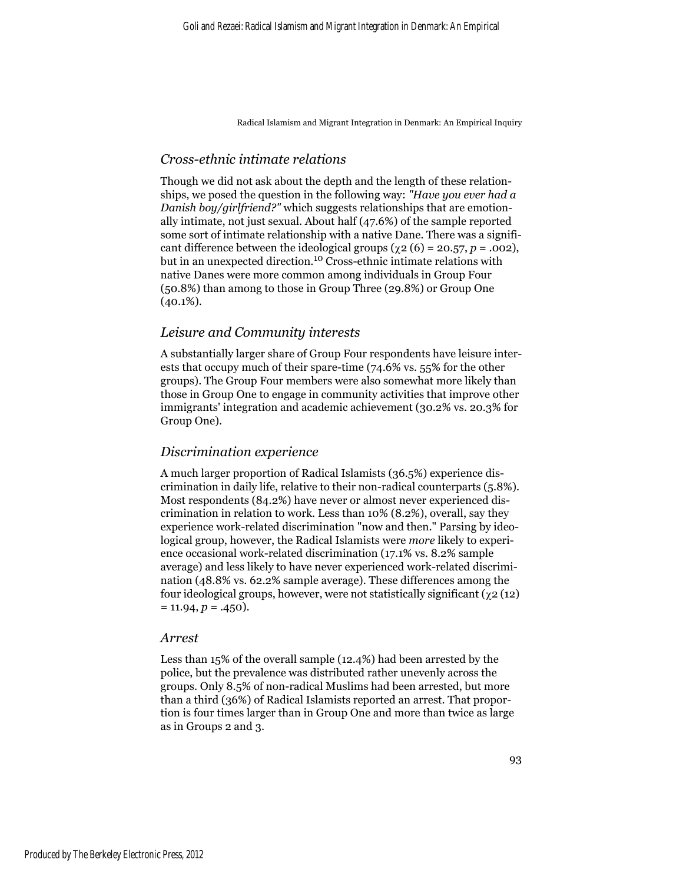### *Cross-ethnic intimate relations*

Though we did not ask about the depth and the length of these relationships, we posed the question in the following way: *"Have you ever had a Danish boy/girlfriend?"* which suggests relationships that are emotionally intimate, not just sexual. About half (47.6%) of the sample reported some sort of intimate relationship with a native Dane. There was a significant difference between the ideological groups ($\chi 2$ (6) = 20.57, $p$ = .002), but in an unexpected direction.[10] Cross-ethnic intimate relations with native Danes were more common among individuals in Group Four (50.8%) than among to those in Group Three (29.8%) or Group One (40.1%).

### *Leisure and Community interests*

A substantially larger share of Group Four respondents have leisure interests that occupy much of their spare-time (74.6% vs. 55% for the other groups). The Group Four members were also somewhat more likely than those in Group One to engage in community activities that improve other immigrants' integration and academic achievement (30.2% vs. 20.3% for Group One).

### *Discrimination experience*

A much larger proportion of Radical Islamists (36.5%) experience discrimination in daily life, relative to their non-radical counterparts (5.8%). Most respondents (84.2%) have never or almost never experienced discrimination in relation to work. Less than 10% (8.2%), overall, say they experience work-related discrimination "now and then." Parsing by ideological group, however, the Radical Islamists were *more* likely to experience occasional work-related discrimination (17.1% vs. 8.2% sample average) and less likely to have never experienced work-related discrimination (48.8% vs. 62.2% sample average). These differences among the four ideological groups, however, were not statistically significant ($\chi 2$ (12) = 11.94, $p$ = .450).

### *Arrest*

Less than 15% of the overall sample (12.4%) had been arrested by the police, but the prevalence was distributed rather unevenly across the groups. Only 8.5% of non-radical Muslims had been arrested, but more than a third (36%) of Radical Islamists reported an arrest. That proportion is four times larger than in Group One and more than twice as large as in Groups 2 and 3.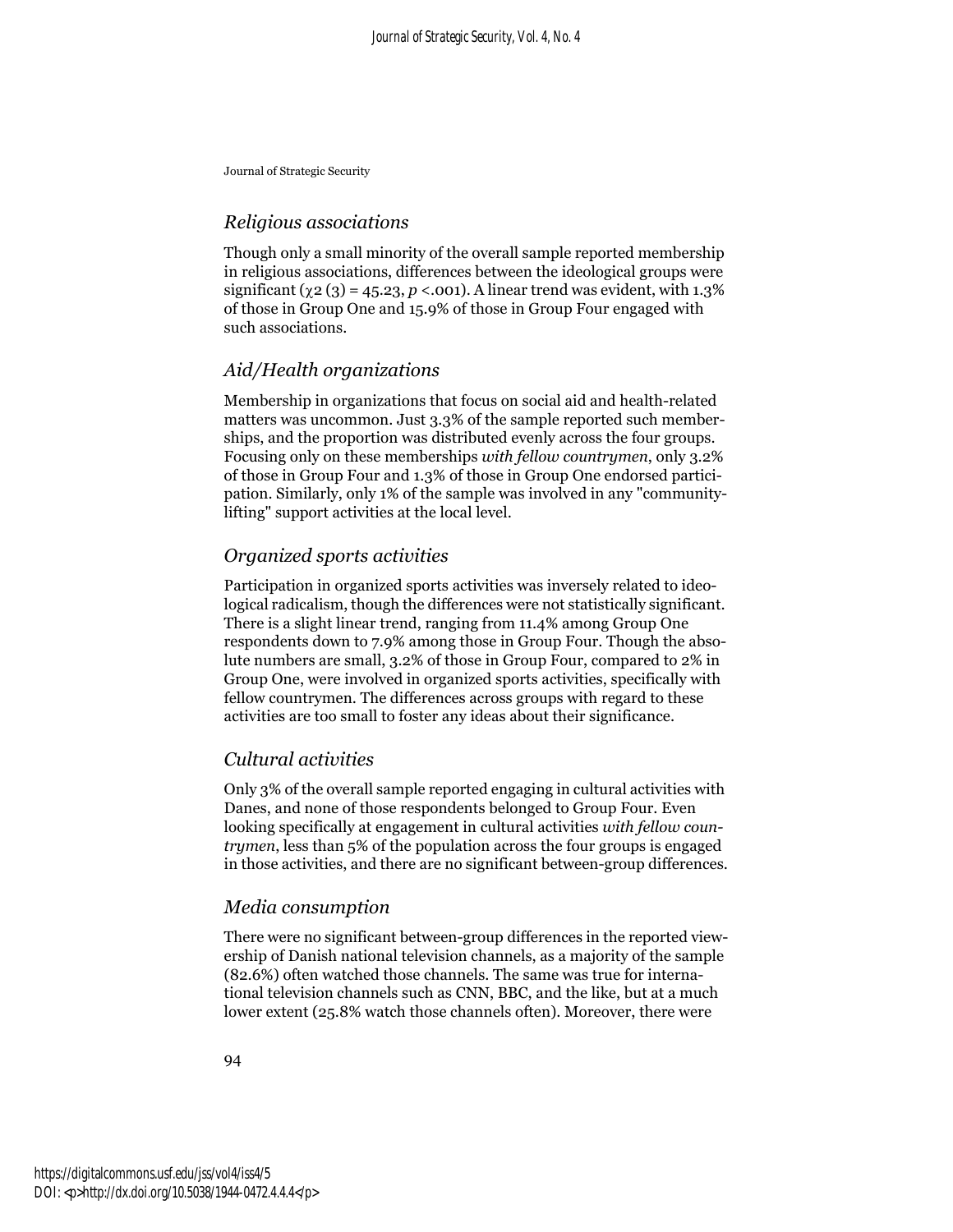### Religious associations

Though only a small minority of the overall sample reported membership in religious associations, differences between the ideological groups were significant ($\chi 2$ (3) = 45.23, $p$ <.001). A linear trend was evident, with 1.3% of those in Group One and 15.9% of those in Group Four engaged with such associations.

### Aid/Health organizations

Membership in organizations that focus on social aid and health-related matters was uncommon. Just 3.3% of the sample reported such memberships, and the proportion was distributed evenly across the four groups. Focusing only on these memberships *with fellow countrymen*, only 3.2% of those in Group Four and 1.3% of those in Group One endorsed participation. Similarly, only 1% of the sample was involved in any "community-lifting" support activities at the local level.

### Organized sports activities

Participation in organized sports activities was inversely related to ideological radicalism, though the differences were not statistically significant. There is a slight linear trend, ranging from 11.4% among Group One respondents down to 7.9% among those in Group Four. Though the absolute numbers are small, 3.2% of those in Group Four, compared to 2% in Group One, were involved in organized sports activities, specifically with fellow countrymen. The differences across groups with regard to these activities are too small to foster any ideas about their significance.

### Cultural activities

Only 3% of the overall sample reported engaging in cultural activities with Danes, and none of those respondents belonged to Group Four. Even looking specifically at engagement in cultural activities *with fellow countrymen*, less than 5% of the population across the four groups is engaged in those activities, and there are no significant between-group differences.

### Media consumption

There were no significant between-group differences in the reported viewership of Danish national television channels, as a majority of the sample (82.6%) often watched those channels. The same was true for international television channels such as CNN, BBC, and the like, but at a much lower extent (25.8% watch those channels often). Moreover, there were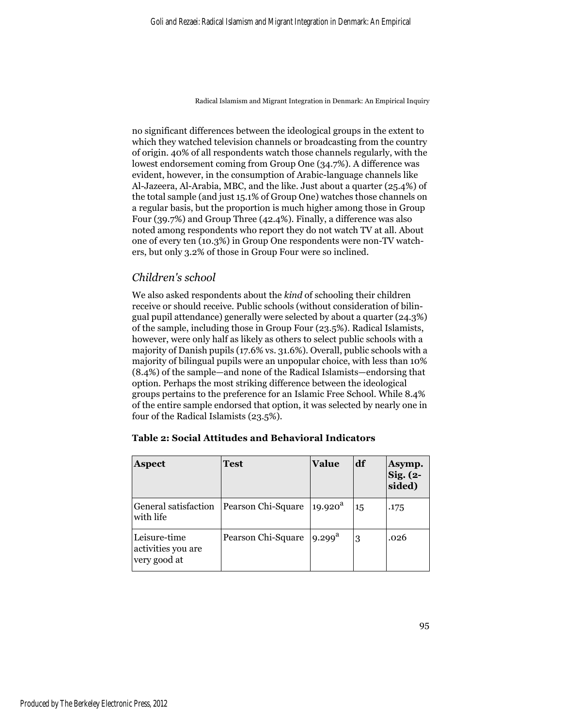no significant differences between the ideological groups in the extent to which they watched television channels or broadcasting from the country of origin. 40% of all respondents watch those channels regularly, with the lowest endorsement coming from Group One (34.7%). A difference was evident, however, in the consumption of Arabic-language channels like Al-Jazeera, Al-Arabia, MBC, and the like. Just about a quarter (25.4%) of the total sample (and just 15.1% of Group One) watches those channels on a regular basis, but the proportion is much higher among those in Group Four (39.7%) and Group Three (42.4%). Finally, a difference was also noted among respondents who report they do not watch TV at all. About one of every ten (10.3%) in Group One respondents were non-TV watchers, but only 3.2% of those in Group Four were so inclined.

## *Children's school*

We also asked respondents about the *kind* of schooling their children receive or should receive. Public schools (without consideration of bilingual pupil attendance) generally were selected by about a quarter (24.3%) of the sample, including those in Group Four (23.5%). Radical Islamists, however, were only half as likely as others to select public schools with a majority of Danish pupils (17.6% vs. 31.6%). Overall, public schools with a majority of bilingual pupils were an unpopular choice, with less than 10% (8.4%) of the sample—and none of the Radical Islamists—endorsing that option. Perhaps the most striking difference between the ideological groups pertains to the preference for an Islamic Free School. While 8.4% of the entire sample endorsed that option, it was selected by nearly one in four of the Radical Islamists (23.5%).

**Table 2: Social Attitudes and Behavioral Indicators**

| Aspect | Test | Value | df | Asymp. Sig. (2-sided) |
|---|---|---|---|---|
| General satisfaction with life | Pearson Chi-Square | 19.920[a] | 15 | .175 |
| Leisure-time activities you are very good at | Pearson Chi-Square | 9.299[a] | 3 | .026 |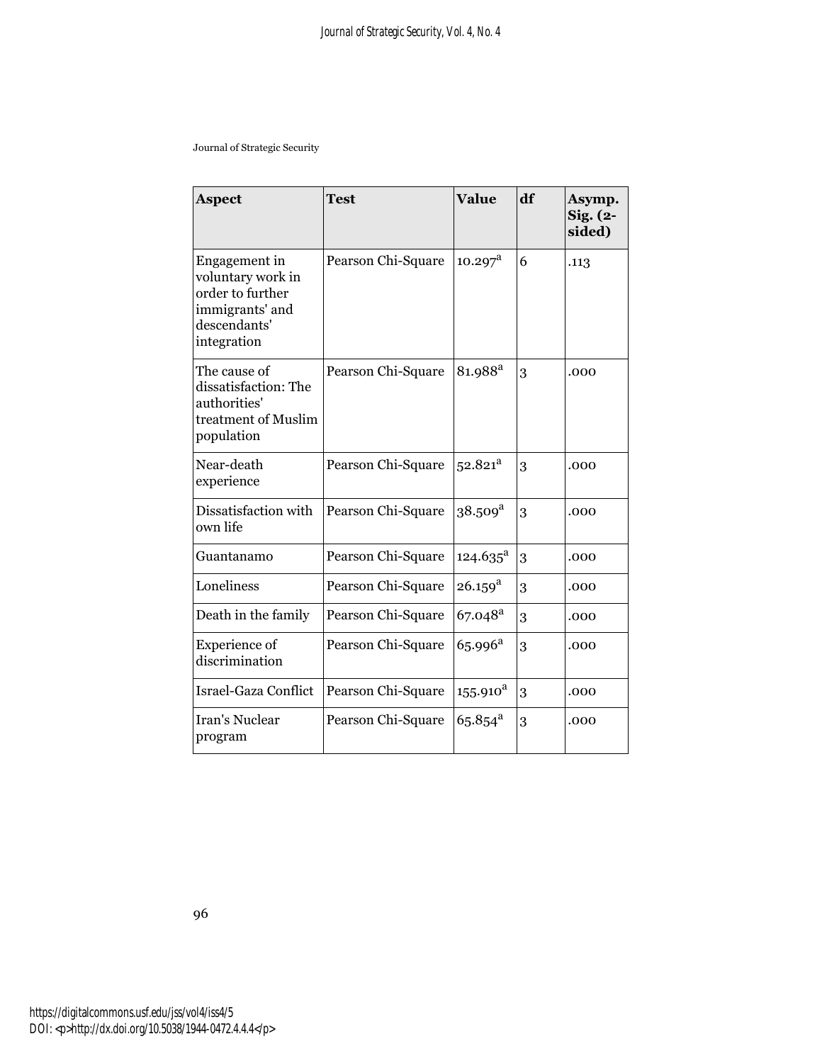| Aspect | Test | Value | df | Asymp. Sig. (2-sided) |
|---|---|---|---|---|
| Engagement in voluntary work in order to further immigrants' and descendants' integration | Pearson Chi-Square | 10.297[a] | 6 | .113 |
| The cause of dissatisfaction: The authorities' treatment of Muslim population | Pearson Chi-Square | 81.988[a] | 3 | .000 |
| Near-death experience | Pearson Chi-Square | 52.821[a] | 3 | .000 |
| Dissatisfaction with own life | Pearson Chi-Square | 38.509[a] | 3 | .000 |
| Guantanamo | Pearson Chi-Square | 124.635[a] | 3 | .000 |
| Loneliness | Pearson Chi-Square | 26.159[a] | 3 | .000 |
| Death in the family | Pearson Chi-Square | 67.048[a] | 3 | .000 |
| Experience of discrimination | Pearson Chi-Square | 65.996[a] | 3 | .000 |
| Israel-Gaza Conflict | Pearson Chi-Square | 155.910[a] | 3 | .000 |
| Iran's Nuclear program | Pearson Chi-Square | 65.854[a] | 3 | .000 |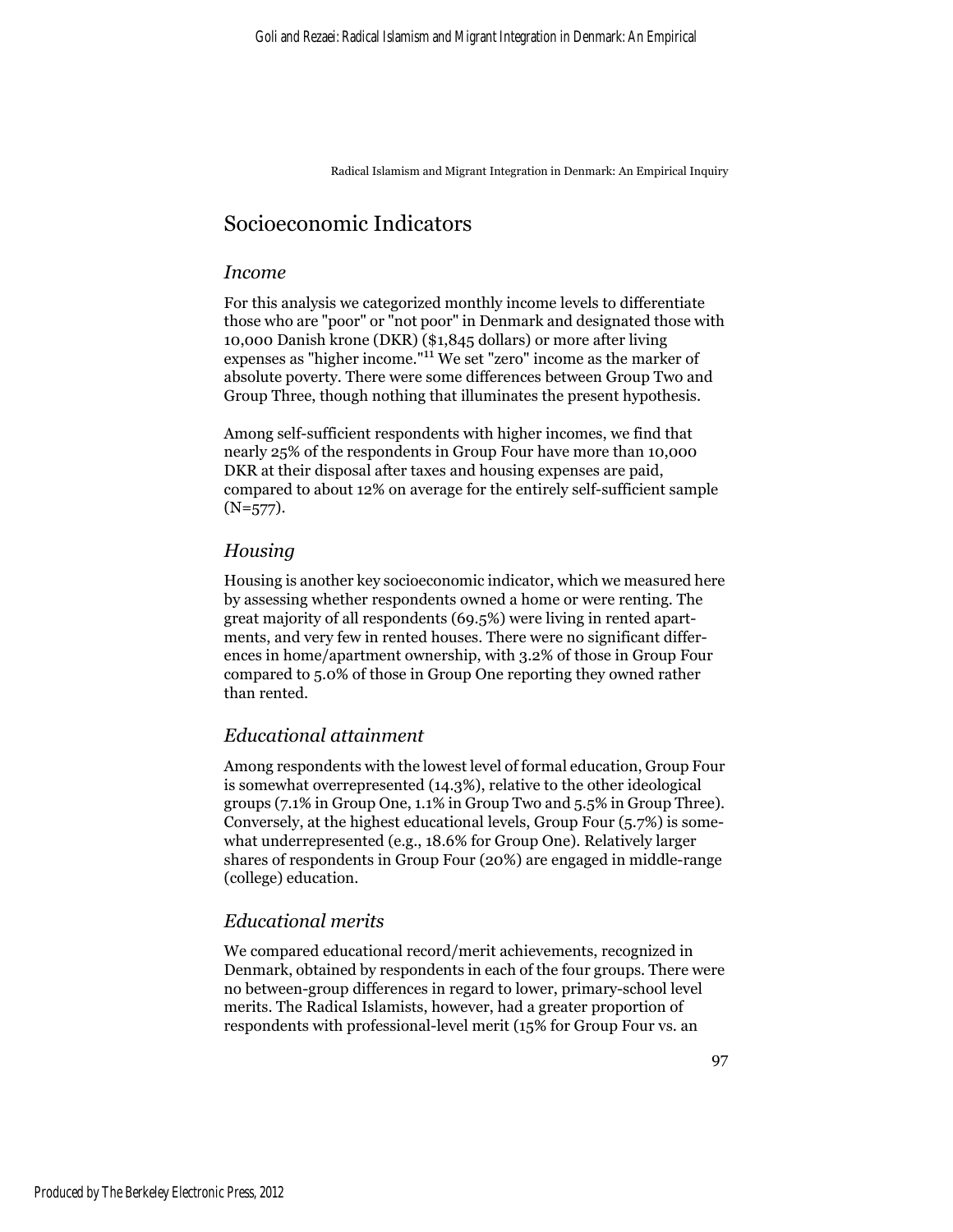## Socioeconomic Indicators

### *Income*

For this analysis we categorized monthly income levels to differentiate those who are "poor" or "not poor" in Denmark and designated those with 10,000 Danish krone (DKR) ($1,845 dollars) or more after living expenses as "higher income."[11] We set "zero" income as the marker of absolute poverty. There were some differences between Group Two and Group Three, though nothing that illuminates the present hypothesis.

Among self-sufficient respondents with higher incomes, we find that nearly 25% of the respondents in Group Four have more than 10,000 DKR at their disposal after taxes and housing expenses are paid, compared to about 12% on average for the entirely self-sufficient sample (N=577).

### *Housing*

Housing is another key socioeconomic indicator, which we measured here by assessing whether respondents owned a home or were renting. The great majority of all respondents (69.5%) were living in rented apartments, and very few in rented houses. There were no significant differences in home/apartment ownership, with 3.2% of those in Group Four compared to 5.0% of those in Group One reporting they owned rather than rented.

### *Educational attainment*

Among respondents with the lowest level of formal education, Group Four is somewhat overrepresented (14.3%), relative to the other ideological groups (7.1% in Group One, 1.1% in Group Two and 5.5% in Group Three). Conversely, at the highest educational levels, Group Four (5.7%) is somewhat underrepresented (e.g., 18.6% for Group One). Relatively larger shares of respondents in Group Four (20%) are engaged in middle-range (college) education.

### *Educational merits*

We compared educational record/merit achievements, recognized in Denmark, obtained by respondents in each of the four groups. There were no between-group differences in regard to lower, primary-school level merits. The Radical Islamists, however, had a greater proportion of respondents with professional-level merit (15% for Group Four vs. an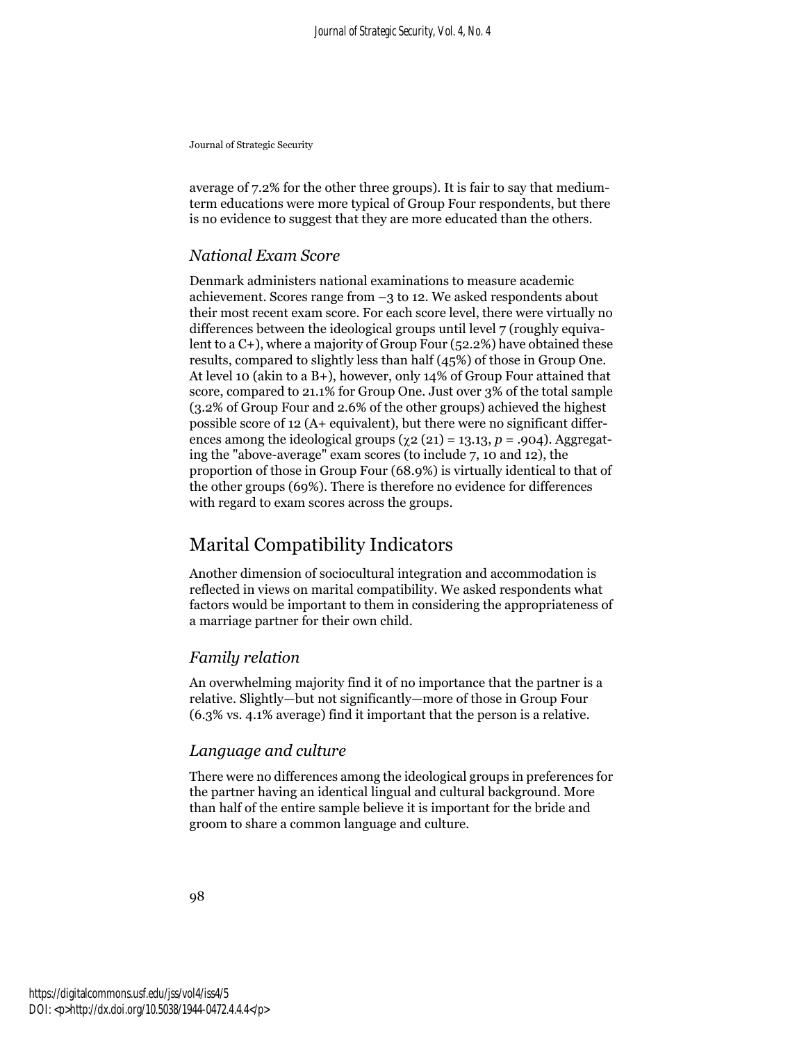average of 7.2% for the other three groups). It is fair to say that medium-term educations were more typical of Group Four respondents, but there is no evidence to suggest that they are more educated than the others.

### National Exam Score

Denmark administers national examinations to measure academic achievement. Scores range from –3 to 12. We asked respondents about their most recent exam score. For each score level, there were virtually no differences between the ideological groups until level 7 (roughly equivalent to a C+), where a majority of Group Four (52.2%) have obtained these results, compared to slightly less than half (45%) of those in Group One. At level 10 (akin to a B+), however, only 14% of Group Four attained that score, compared to 21.1% for Group One. Just over 3% of the total sample (3.2% of Group Four and 2.6% of the other groups) achieved the highest possible score of 12 (A+ equivalent), but there were no significant differences among the ideological groups ($\chi2$ (21) = 13.13, $p$ = .904). Aggregating the "above-average" exam scores (to include 7, 10 and 12), the proportion of those in Group Four (68.9%) is virtually identical to that of the other groups (69%). There is therefore no evidence for differences with regard to exam scores across the groups.

## Marital Compatibility Indicators

Another dimension of sociocultural integration and accommodation is reflected in views on marital compatibility. We asked respondents what factors would be important to them in considering the appropriateness of a marriage partner for their own child.

### Family relation

An overwhelming majority find it of no importance that the partner is a relative. Slightly—but not significantly—more of those in Group Four (6.3% vs. 4.1% average) find it important that the person is a relative.

### Language and culture

There were no differences among the ideological groups in preferences for the partner having an identical lingual and cultural background. More than half of the entire sample believe it is important for the bride and groom to share a common language and culture.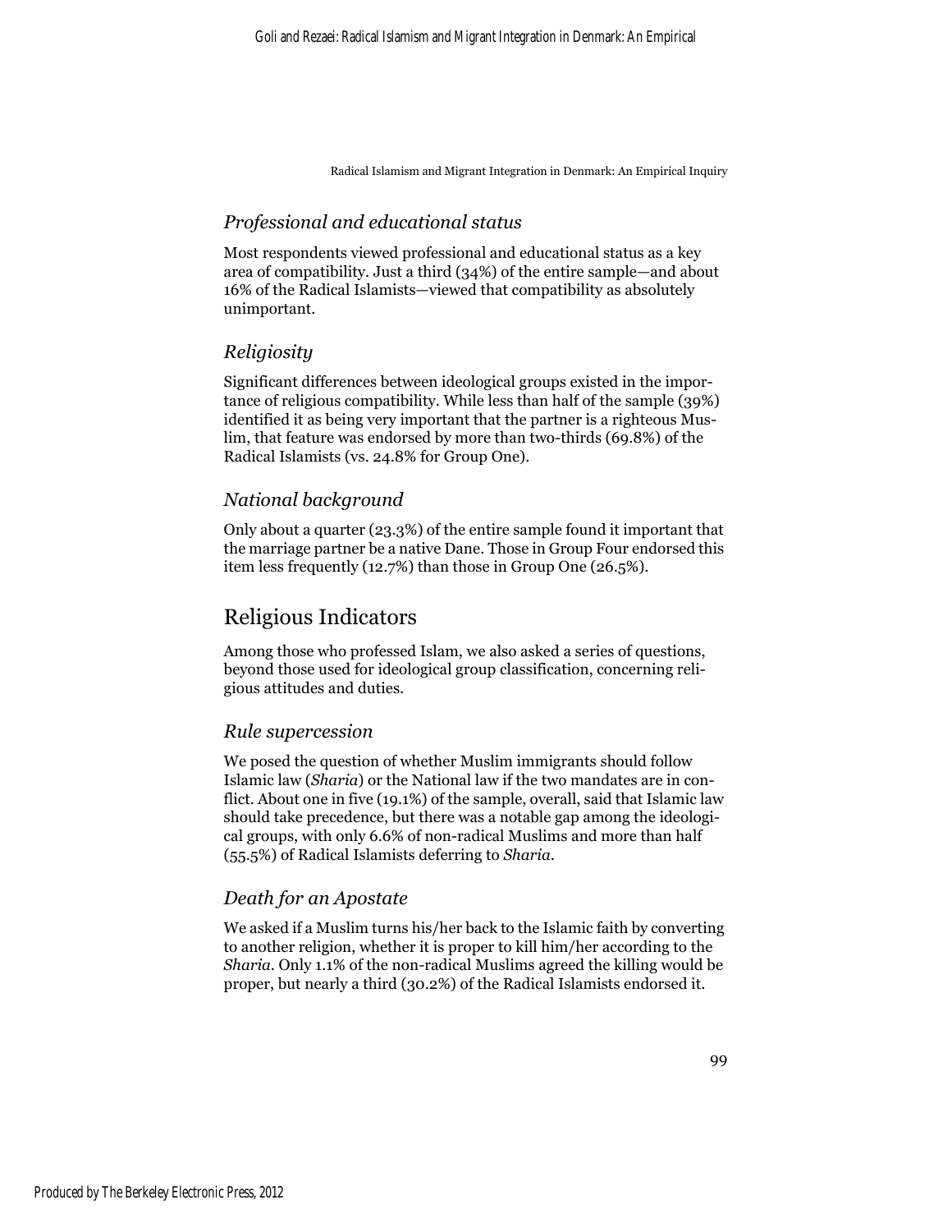### *Professional and educational status*

Most respondents viewed professional and educational status as a key area of compatibility. Just a third (34%) of the entire sample—and about 16% of the Radical Islamists—viewed that compatibility as absolutely unimportant.

### *Religiosity*

Significant differences between ideological groups existed in the importance of religious compatibility. While less than half of the sample (39%) identified it as being very important that the partner is a righteous Muslim, that feature was endorsed by more than two-thirds (69.8%) of the Radical Islamists (vs. 24.8% for Group One).

### *National background*

Only about a quarter (23.3%) of the entire sample found it important that the marriage partner be a native Dane. Those in Group Four endorsed this item less frequently (12.7%) than those in Group One (26.5%).

## Religious Indicators

Among those who professed Islam, we also asked a series of questions, beyond those used for ideological group classification, concerning religious attitudes and duties.

### *Rule supercession*

We posed the question of whether Muslim immigrants should follow Islamic law (*Sharia*) or the National law if the two mandates are in conflict. About one in five (19.1%) of the sample, overall, said that Islamic law should take precedence, but there was a notable gap among the ideological groups, with only 6.6% of non-radical Muslims and more than half (55.5%) of Radical Islamists deferring to *Sharia*.

### *Death for an Apostate*

We asked if a Muslim turns his/her back to the Islamic faith by converting to another religion, whether it is proper to kill him/her according to the *Sharia*. Only 1.1% of the non-radical Muslims agreed the killing would be proper, but nearly a third (30.2%) of the Radical Islamists endorsed it.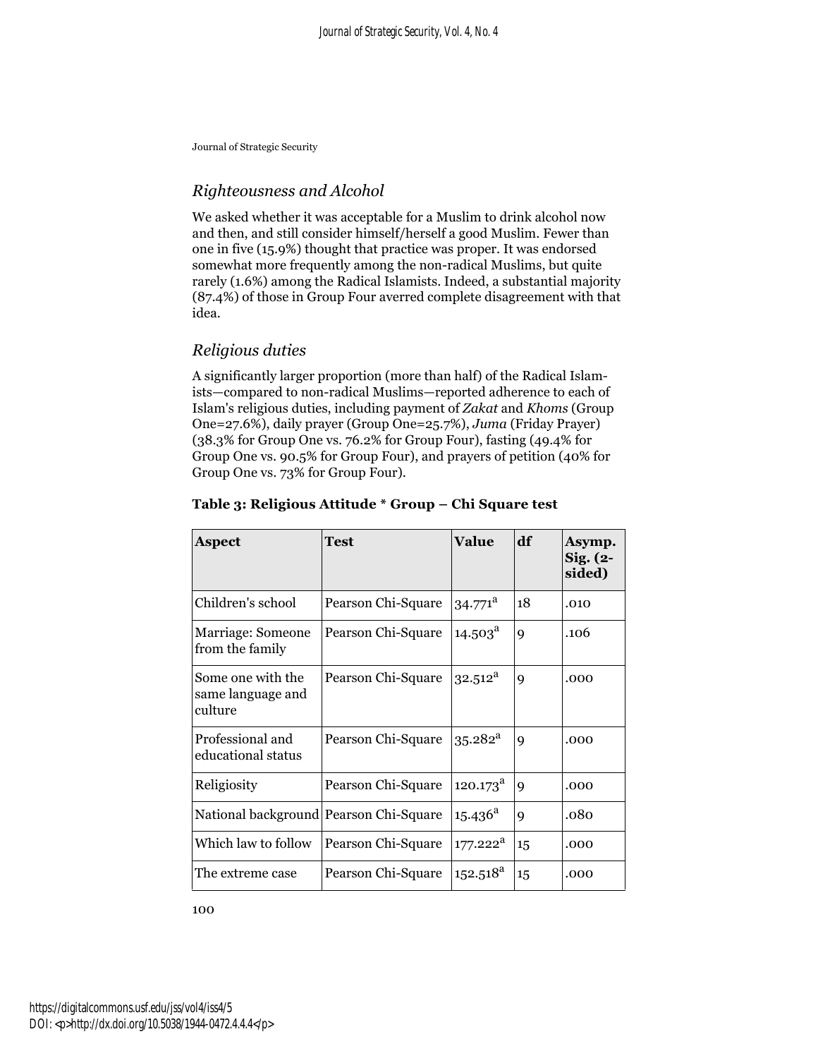### *Righteousness and Alcohol*

We asked whether it was acceptable for a Muslim to drink alcohol now and then, and still consider himself/herself a good Muslim. Fewer than one in five (15.9%) thought that practice was proper. It was endorsed somewhat more frequently among the non-radical Muslims, but quite rarely (1.6%) among the Radical Islamists. Indeed, a substantial majority (87.4%) of those in Group Four averred complete disagreement with that idea.

### *Religious duties*

A significantly larger proportion (more than half) of the Radical Islamists—compared to non-radical Muslims—reported adherence to each of Islam's religious duties, including payment of *Zakat* and *Khoms* (Group One=27.6%), daily prayer (Group One=25.7%), *Juma* (Friday Prayer) (38.3% for Group One vs. 76.2% for Group Four), fasting (49.4% for Group One vs. 90.5% for Group Four), and prayers of petition (40% for Group One vs. 73% for Group Four).

**Table 3: Religious Attitude * Group – Chi Square test**

| Aspect | Test | Value | df | Asymp. Sig. (2-sided) |
|---|---|---|---|---|
| Children's school | Pearson Chi-Square | 34.771[a] | 18 | .010 |
| Marriage: Someone from the family | Pearson Chi-Square | 14.503[a] | 9 | .106 |
| Some one with the same language and culture | Pearson Chi-Square | 32.512[a] | 9 | .000 |
| Professional and educational status | Pearson Chi-Square | 35.282[a] | 9 | .000 |
| Religiosity | Pearson Chi-Square | 120.173[a] | 9 | .000 |
| National background | Pearson Chi-Square | 15.436[a] | 9 | .080 |
| Which law to follow | Pearson Chi-Square | 177.222[a] | 15 | .000 |
| The extreme case | Pearson Chi-Square | 152.518[a] | 15 | .000 |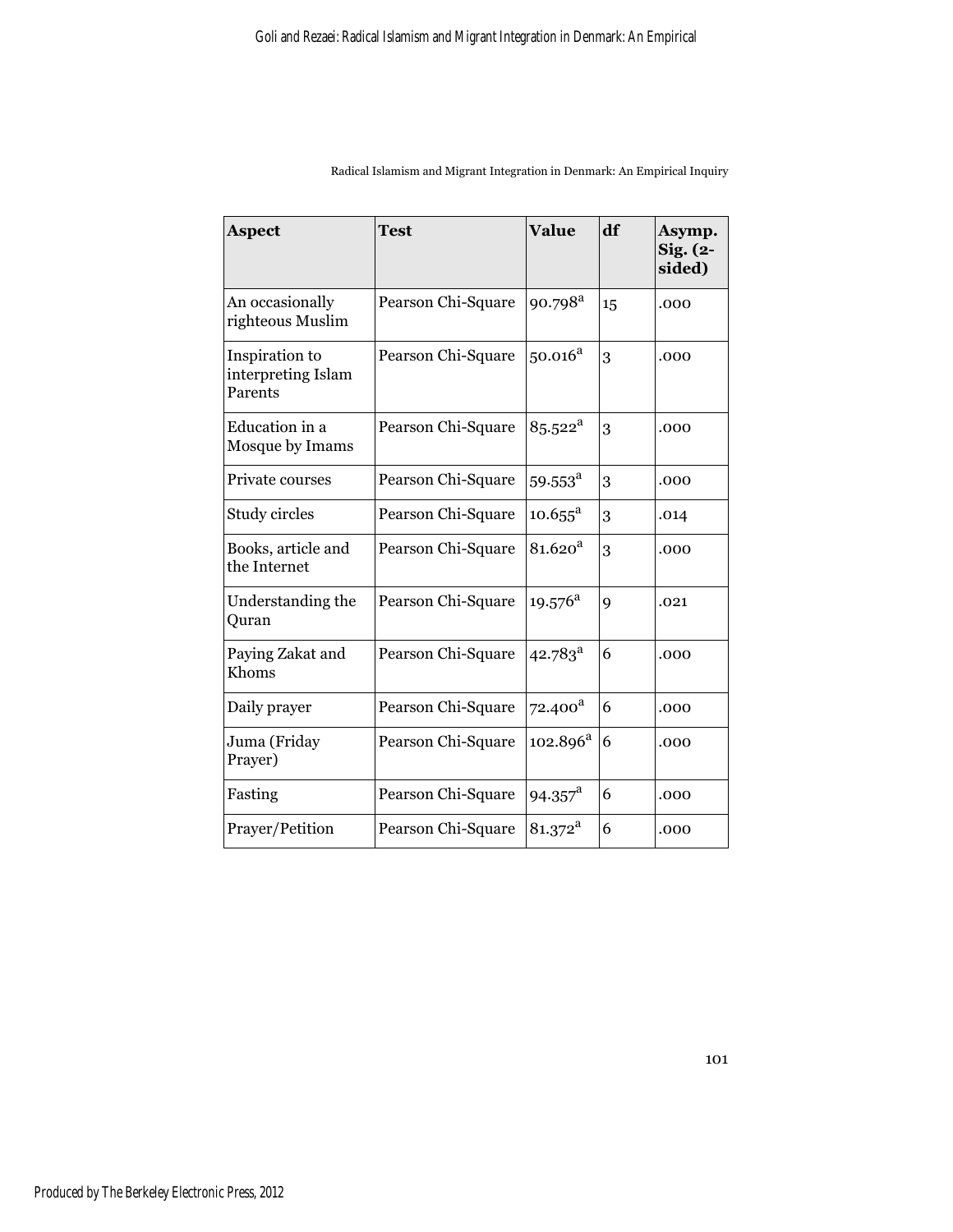| Aspect | Test | Value | df | Asymp. Sig. (2-sided) |
|---|---|---|---|---|
| An occasionally righteous Muslim | Pearson Chi-Square | 90.798[a] | 15 | .000 |
| Inspiration to interpreting Islam Parents | Pearson Chi-Square | 50.016[a] | 3 | .000 |
| Education in a Mosque by Imams | Pearson Chi-Square | 85.522[a] | 3 | .000 |
| Private courses | Pearson Chi-Square | 59.553[a] | 3 | .000 |
| Study circles | Pearson Chi-Square | 10.655[a] | 3 | .014 |
| Books, article and the Internet | Pearson Chi-Square | 81.620[a] | 3 | .000 |
| Understanding the Quran | Pearson Chi-Square | 19.576[a] | 9 | .021 |
| Paying Zakat and Khoms | Pearson Chi-Square | 42.783[a] | 6 | .000 |
| Daily prayer | Pearson Chi-Square | 72.400[a] | 6 | .000 |
| Juma (Friday Prayer) | Pearson Chi-Square | 102.896[a] | 6 | .000 |
| Fasting | Pearson Chi-Square | 94.357[a] | 6 | .000 |
| Prayer/Petition | Pearson Chi-Square | 81.372[a] | 6 | .000 |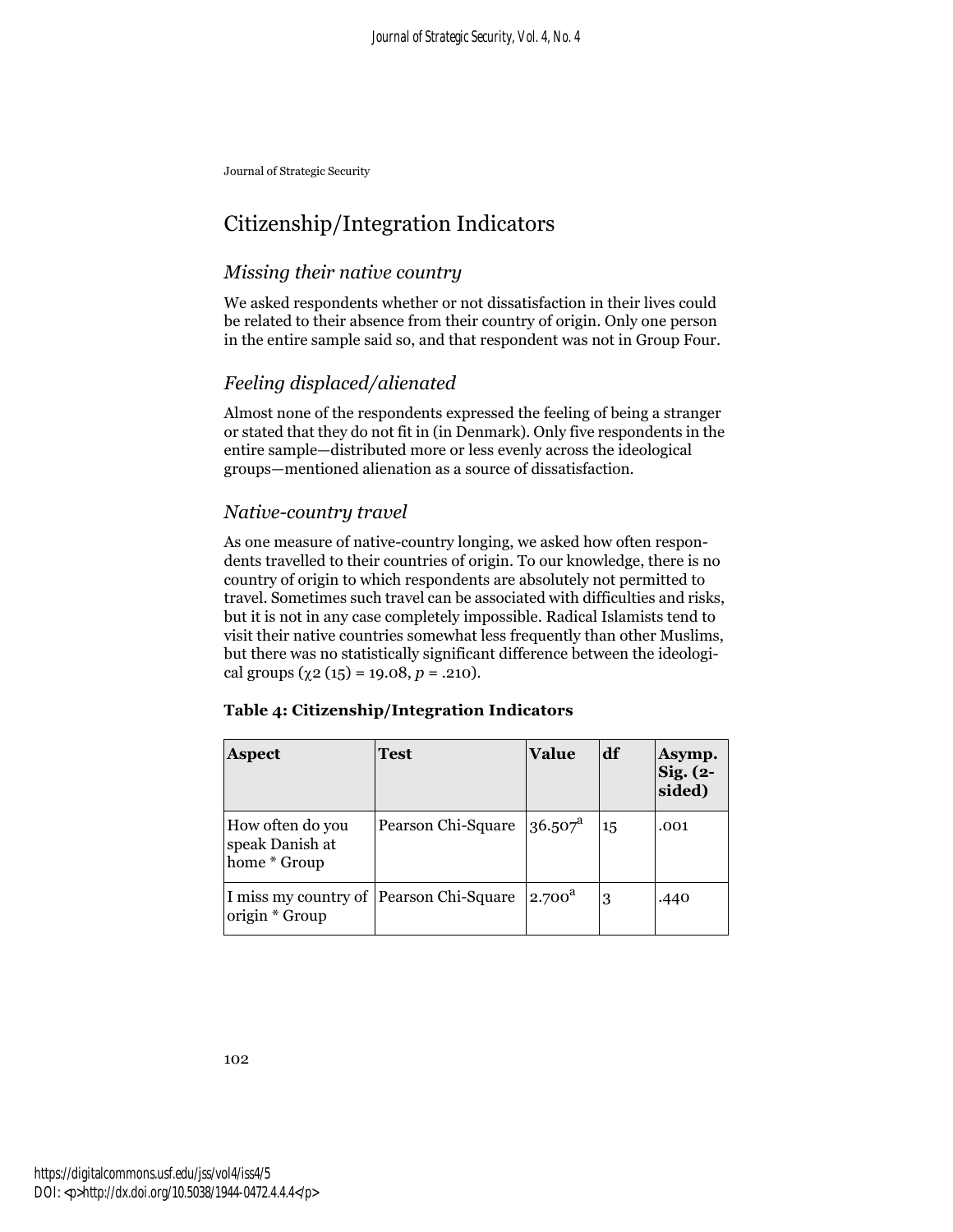# Citizenship/Integration Indicators

## *Missing their native country*

We asked respondents whether or not dissatisfaction in their lives could be related to their absence from their country of origin. Only one person in the entire sample said so, and that respondent was not in Group Four.

## *Feeling displaced/alienated*

Almost none of the respondents expressed the feeling of being a stranger or stated that they do not fit in (in Denmark). Only five respondents in the entire sample—distributed more or less evenly across the ideological groups—mentioned alienation as a source of dissatisfaction.

## *Native-country travel*

As one measure of native-country longing, we asked how often respondents travelled to their countries of origin. To our knowledge, there is no country of origin to which respondents are absolutely not permitted to travel. Sometimes such travel can be associated with difficulties and risks, but it is not in any case completely impossible. Radical Islamists tend to visit their native countries somewhat less frequently than other Muslims, but there was no statistically significant difference between the ideological groups ($\chi2$ (15) = 19.08, $p$ = .210).

**Table 4: Citizenship/Integration Indicators**

| Aspect | Test | Value | df | Asymp. Sig. (2-sided) |
|---|---|---|---|---|
| How often do you speak Danish at home * Group | Pearson Chi-Square | 36.507[a] | 15 | .001 |
| I miss my country of origin * Group | Pearson Chi-Square | 2.700[a] | 3 | .440 |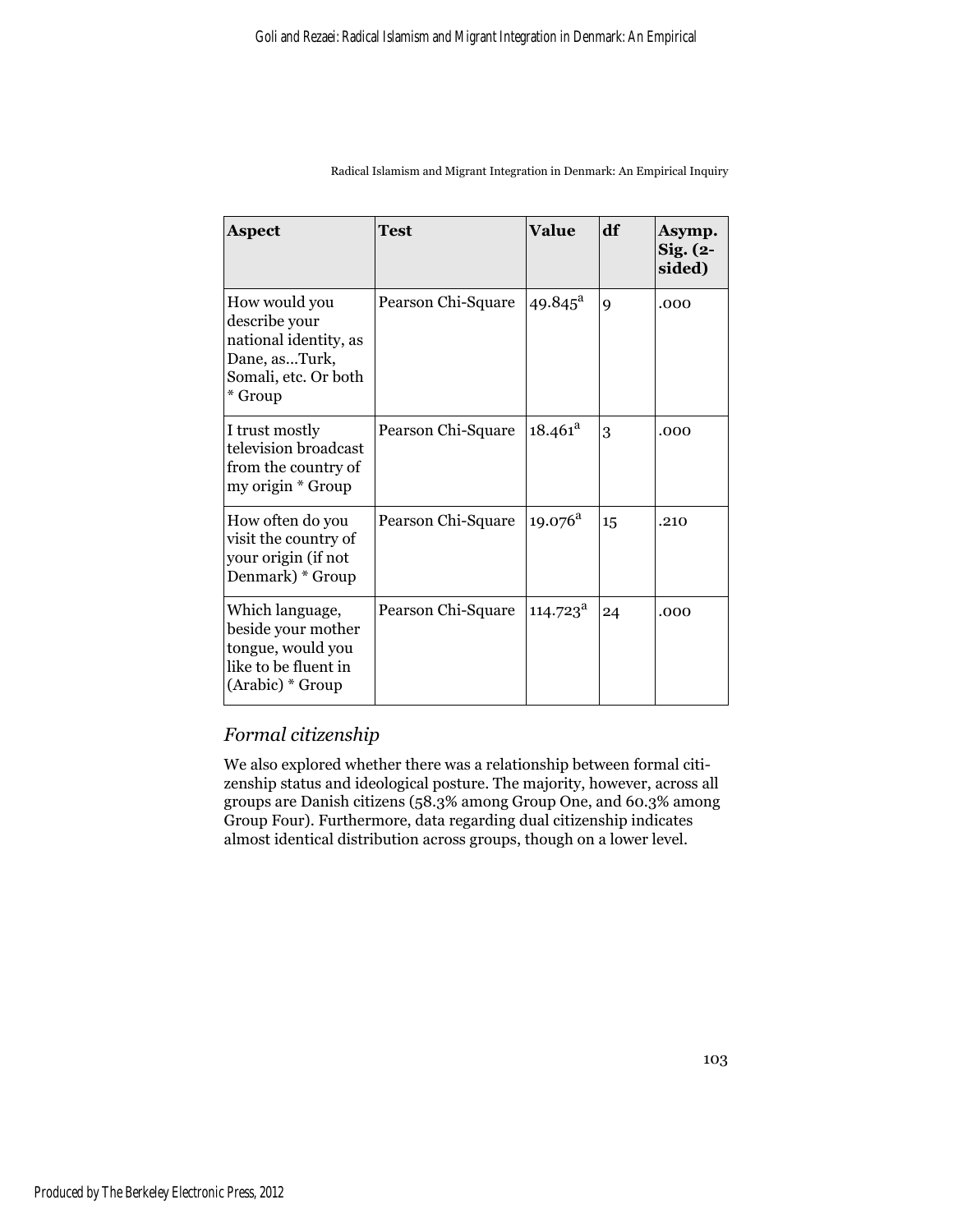| Aspect | Test | Value | df | Asymp. Sig. (2-sided) |
|---|---|---|---|---|
| How would you describe your national identity, as Dane, as...Turk, Somali, etc. Or both * Group | Pearson Chi-Square | 49.845[a] | 9 | .000 |
| I trust mostly television broadcast from the country of my origin * Group | Pearson Chi-Square | 18.461[a] | 3 | .000 |
| How often do you visit the country of your origin (if not Denmark) * Group | Pearson Chi-Square | 19.076[a] | 15 | .210 |
| Which language, beside your mother tongue, would you like to be fluent in (Arabic) * Group | Pearson Chi-Square | 114.723[a] | 24 | .000 |

### *Formal citizenship*

We also explored whether there was a relationship between formal citizenship status and ideological posture. The majority, however, across all groups are Danish citizens (58.3% among Group One, and 60.3% among Group Four). Furthermore, data regarding dual citizenship indicates almost identical distribution across groups, though on a lower level.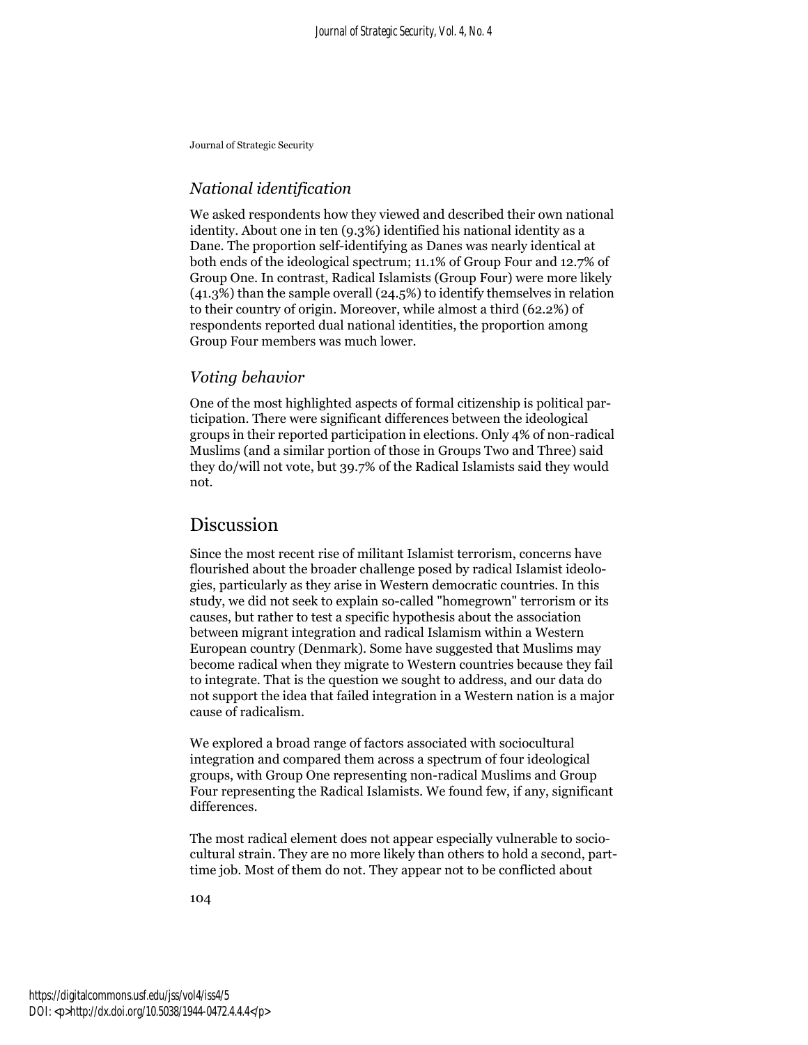### *National identification*

We asked respondents how they viewed and described their own national identity. About one in ten (9.3%) identified his national identity as a Dane. The proportion self-identifying as Danes was nearly identical at both ends of the ideological spectrum; 11.1% of Group Four and 12.7% of Group One. In contrast, Radical Islamists (Group Four) were more likely (41.3%) than the sample overall (24.5%) to identify themselves in relation to their country of origin. Moreover, while almost a third (62.2%) of respondents reported dual national identities, the proportion among Group Four members was much lower.

### *Voting behavior*

One of the most highlighted aspects of formal citizenship is political participation. There were significant differences between the ideological groups in their reported participation in elections. Only 4% of non-radical Muslims (and a similar portion of those in Groups Two and Three) said they do/will not vote, but 39.7% of the Radical Islamists said they would not.

## Discussion

Since the most recent rise of militant Islamist terrorism, concerns have flourished about the broader challenge posed by radical Islamist ideologies, particularly as they arise in Western democratic countries. In this study, we did not seek to explain so-called "homegrown" terrorism or its causes, but rather to test a specific hypothesis about the association between migrant integration and radical Islamism within a Western European country (Denmark). Some have suggested that Muslims may become radical when they migrate to Western countries because they fail to integrate. That is the question we sought to address, and our data do not support the idea that failed integration in a Western nation is a major cause of radicalism.

We explored a broad range of factors associated with sociocultural integration and compared them across a spectrum of four ideological groups, with Group One representing non-radical Muslims and Group Four representing the Radical Islamists. We found few, if any, significant differences.

The most radical element does not appear especially vulnerable to sociocultural strain. They are no more likely than others to hold a second, part-time job. Most of them do not. They appear not to be conflicted about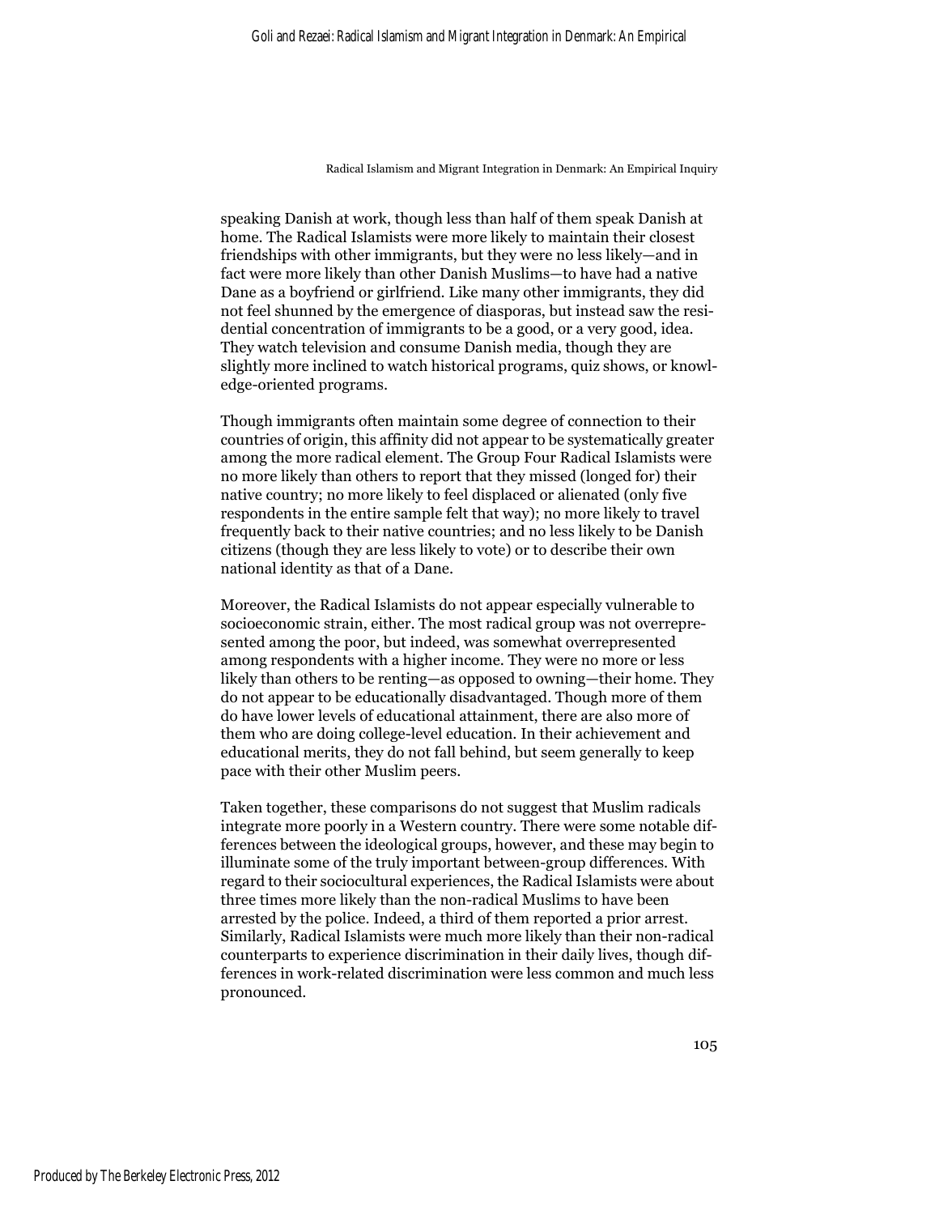speaking Danish at work, though less than half of them speak Danish at home. The Radical Islamists were more likely to maintain their closest friendships with other immigrants, but they were no less likely—and in fact were more likely than other Danish Muslims—to have had a native Dane as a boyfriend or girlfriend. Like many other immigrants, they did not feel shunned by the emergence of diasporas, but instead saw the residential concentration of immigrants to be a good, or a very good, idea. They watch television and consume Danish media, though they are slightly more inclined to watch historical programs, quiz shows, or knowledge-oriented programs.

Though immigrants often maintain some degree of connection to their countries of origin, this affinity did not appear to be systematically greater among the more radical element. The Group Four Radical Islamists were no more likely than others to report that they missed (longed for) their native country; no more likely to feel displaced or alienated (only five respondents in the entire sample felt that way); no more likely to travel frequently back to their native countries; and no less likely to be Danish citizens (though they are less likely to vote) or to describe their own national identity as that of a Dane.

Moreover, the Radical Islamists do not appear especially vulnerable to socioeconomic strain, either. The most radical group was not overrepresented among the poor, but indeed, was somewhat overrepresented among respondents with a higher income. They were no more or less likely than others to be renting—as opposed to owning—their home. They do not appear to be educationally disadvantaged. Though more of them do have lower levels of educational attainment, there are also more of them who are doing college-level education. In their achievement and educational merits, they do not fall behind, but seem generally to keep pace with their other Muslim peers.

Taken together, these comparisons do not suggest that Muslim radicals integrate more poorly in a Western country. There were some notable differences between the ideological groups, however, and these may begin to illuminate some of the truly important between-group differences. With regard to their sociocultural experiences, the Radical Islamists were about three times more likely than the non-radical Muslims to have been arrested by the police. Indeed, a third of them reported a prior arrest. Similarly, Radical Islamists were much more likely than their non-radical counterparts to experience discrimination in their daily lives, though differences in work-related discrimination were less common and much less pronounced.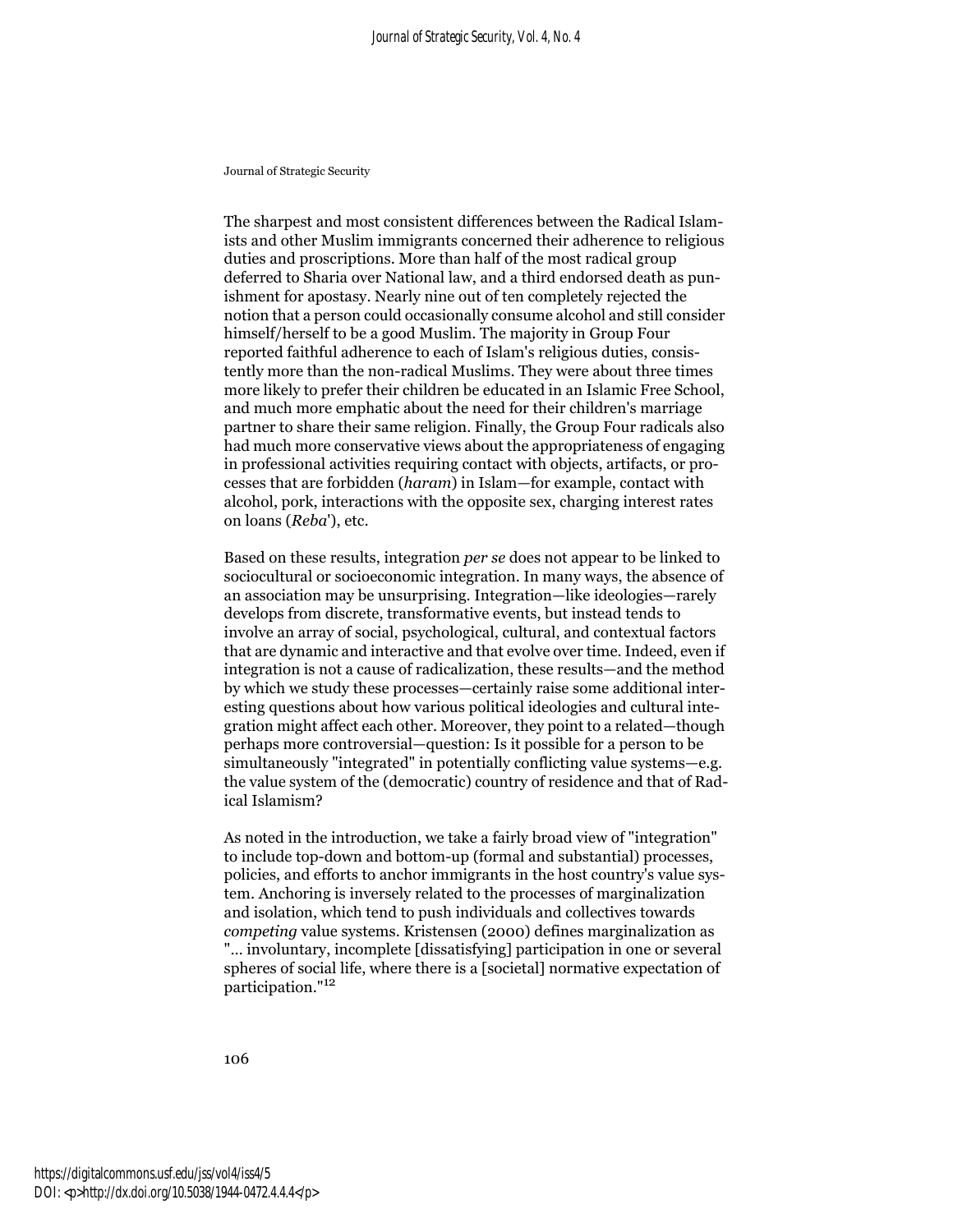The sharpest and most consistent differences between the Radical Islamists and other Muslim immigrants concerned their adherence to religious duties and proscriptions. More than half of the most radical group deferred to Sharia over National law, and a third endorsed death as punishment for apostasy. Nearly nine out of ten completely rejected the notion that a person could occasionally consume alcohol and still consider himself/herself to be a good Muslim. The majority in Group Four reported faithful adherence to each of Islam's religious duties, consistently more than the non-radical Muslims. They were about three times more likely to prefer their children be educated in an Islamic Free School, and much more emphatic about the need for their children's marriage partner to share their same religion. Finally, the Group Four radicals also had much more conservative views about the appropriateness of engaging in professional activities requiring contact with objects, artifacts, or processes that are forbidden (*haram*) in Islam—for example, contact with alcohol, pork, interactions with the opposite sex, charging interest rates on loans (*Reba*'), etc.

Based on these results, integration *per se* does not appear to be linked to sociocultural or socioeconomic integration. In many ways, the absence of an association may be unsurprising. Integration—like ideologies—rarely develops from discrete, transformative events, but instead tends to involve an array of social, psychological, cultural, and contextual factors that are dynamic and interactive and that evolve over time. Indeed, even if integration is not a cause of radicalization, these results—and the method by which we study these processes—certainly raise some additional interesting questions about how various political ideologies and cultural integration might affect each other. Moreover, they point to a related—though perhaps more controversial—question: Is it possible for a person to be simultaneously "integrated" in potentially conflicting value systems—e.g. the value system of the (democratic) country of residence and that of Radical Islamism?

As noted in the introduction, we take a fairly broad view of "integration" to include top-down and bottom-up (formal and substantial) processes, policies, and efforts to anchor immigrants in the host country's value system. Anchoring is inversely related to the processes of marginalization and isolation, which tend to push individuals and collectives towards *competing* value systems. Kristensen (2000) defines marginalization as "... involuntary, incomplete [dissatisfying] participation in one or several spheres of social life, where there is a [societal] normative expectation of participation."[12]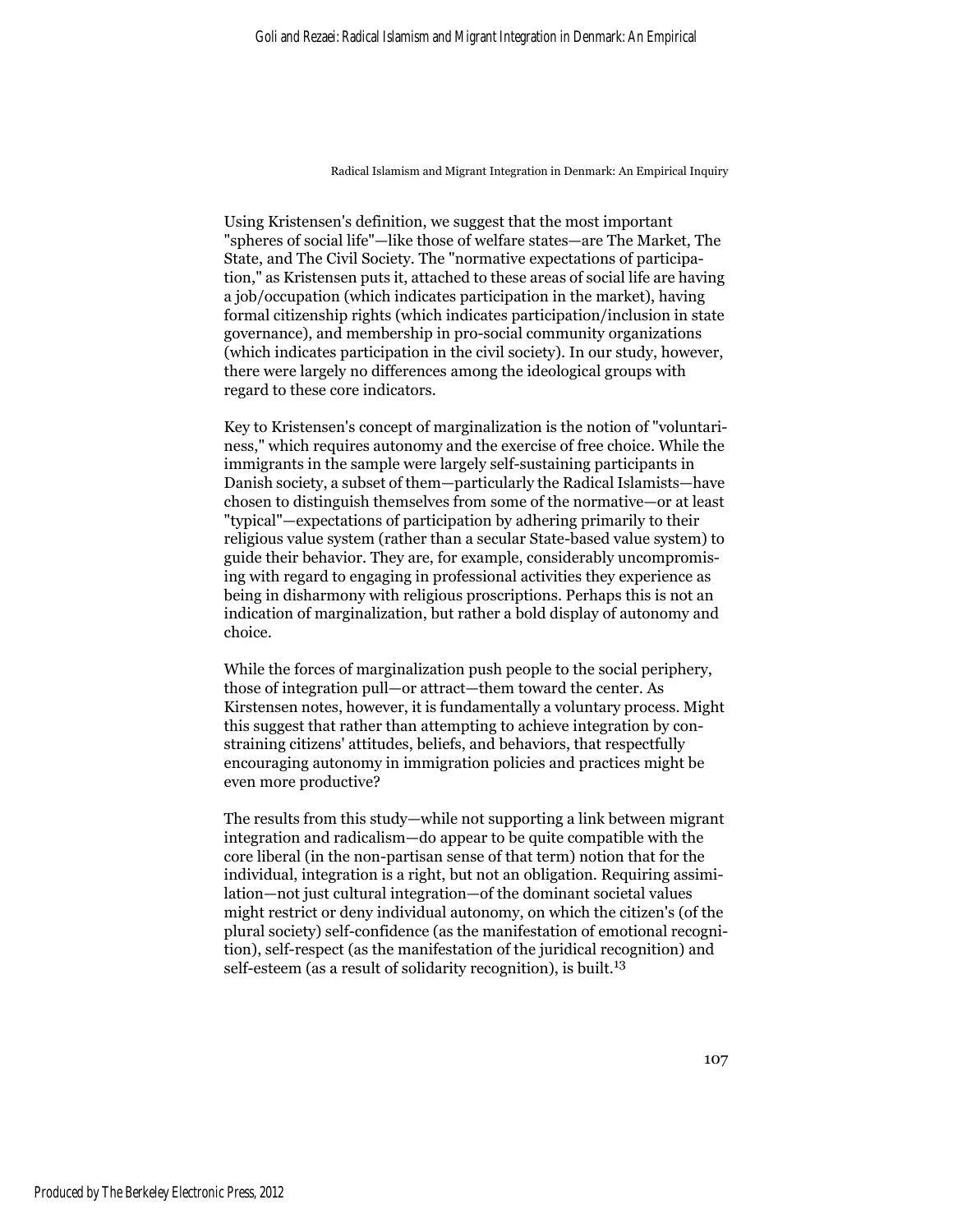Using Kristensen's definition, we suggest that the most important "spheres of social life"—like those of welfare states—are The Market, The State, and The Civil Society. The "normative expectations of participation," as Kristensen puts it, attached to these areas of social life are having a job/occupation (which indicates participation in the market), having formal citizenship rights (which indicates participation/inclusion in state governance), and membership in pro-social community organizations (which indicates participation in the civil society). In our study, however, there were largely no differences among the ideological groups with regard to these core indicators.

Key to Kristensen's concept of marginalization is the notion of "voluntariness," which requires autonomy and the exercise of free choice. While the immigrants in the sample were largely self-sustaining participants in Danish society, a subset of them—particularly the Radical Islamists—have chosen to distinguish themselves from some of the normative—or at least "typical"—expectations of participation by adhering primarily to their religious value system (rather than a secular State-based value system) to guide their behavior. They are, for example, considerably uncompromising with regard to engaging in professional activities they experience as being in disharmony with religious proscriptions. Perhaps this is not an indication of marginalization, but rather a bold display of autonomy and choice.

While the forces of marginalization push people to the social periphery, those of integration pull—or attract—them toward the center. As Kirstensen notes, however, it is fundamentally a voluntary process. Might this suggest that rather than attempting to achieve integration by constraining citizens' attitudes, beliefs, and behaviors, that respectfully encouraging autonomy in immigration policies and practices might be even more productive?

The results from this study—while not supporting a link between migrant integration and radicalism—do appear to be quite compatible with the core liberal (in the non-partisan sense of that term) notion that for the individual, integration is a right, but not an obligation. Requiring assimilation—not just cultural integration—of the dominant societal values might restrict or deny individual autonomy, on which the citizen's (of the plural society) self-confidence (as the manifestation of emotional recognition), self-respect (as the manifestation of the juridical recognition) and self-esteem (as a result of solidarity recognition), is built.[13]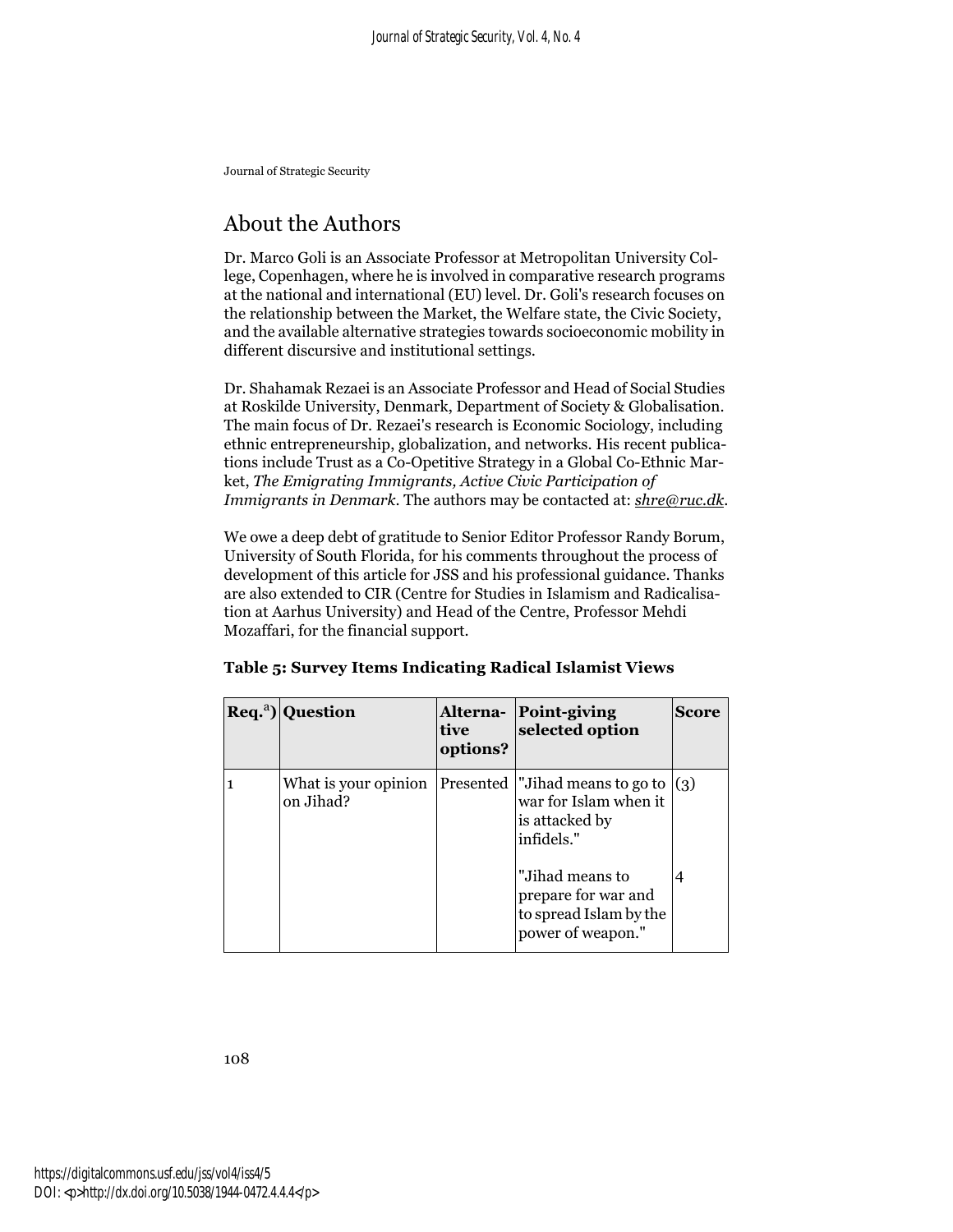## About the Authors

Dr. Marco Goli is an Associate Professor at Metropolitan University College, Copenhagen, where he is involved in comparative research programs at the national and international (EU) level. Dr. Goli's research focuses on the relationship between the Market, the Welfare state, the Civic Society, and the available alternative strategies towards socioeconomic mobility in different discursive and institutional settings.

Dr. Shahamak Rezaei is an Associate Professor and Head of Social Studies at Roskilde University, Denmark, Department of Society & Globalisation. The main focus of Dr. Rezaei's research is Economic Sociology, including ethnic entrepreneurship, globalization, and networks. His recent publications include Trust as a Co-Opetitive Strategy in a Global Co-Ethnic Market, *The Emigrating Immigrants, Active Civic Participation of Immigrants in Denmark*. The authors may be contacted at: *shre@ruc.dk*.

We owe a deep debt of gratitude to Senior Editor Professor Randy Borum, University of South Florida, for his comments throughout the process of development of this article for JSS and his professional guidance. Thanks are also extended to CIR (Centre for Studies in Islamism and Radicalisation at Aarhus University) and Head of the Centre, Professor Mehdi Mozaffari, for the financial support.

**Table 5: Survey Items Indicating Radical Islamist Views**

| Req.[a]) | Question | Alternative options? | Point-giving selected option | Score |
|---|---|---|---|---|
| 1 | What is your opinion on Jihad? | Presented | "Jihad means to go to war for Islam when it is attacked by infidels." | (3) |
| | | | "Jihad means to prepare for war and to spread Islam by the power of weapon." | 4 |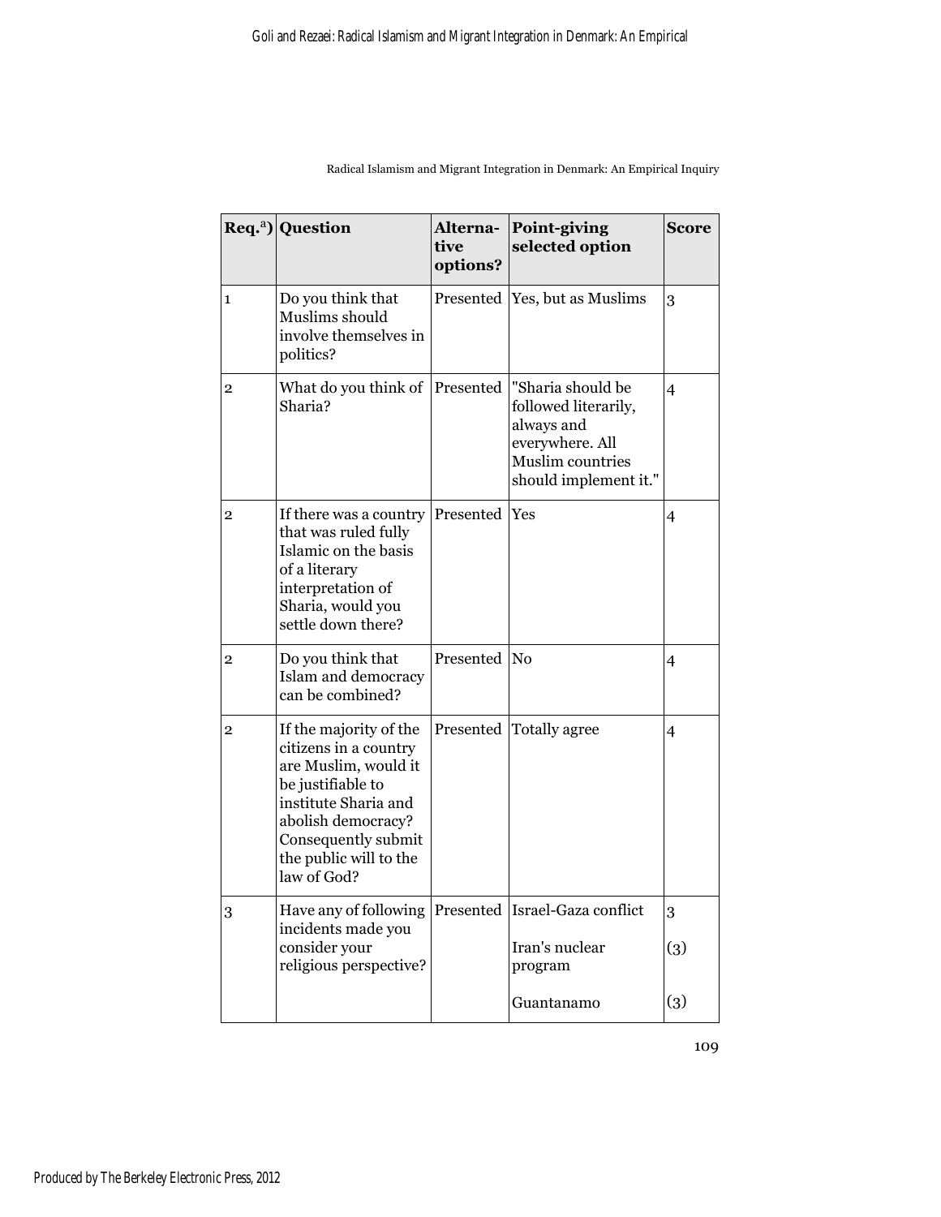| Req.[a]) | Question | Alterna-tive options? | Point-giving selected option | Score |
|---|---|---|---|---|
| 1 | Do you think that Muslims should involve themselves in politics? | Presented | Yes, but as Muslims | 3 |
| 2 | What do you think of Sharia? | Presented | "Sharia should be followed literarily, always and everywhere. All Muslim countries should implement it." | 4 |
| 2 | If there was a country that was ruled fully Islamic on the basis of a literary interpretation of Sharia, would you settle down there? | Presented | Yes | 4 |
| 2 | Do you think that Islam and democracy can be combined? | Presented | No | 4 |
| 2 | If the majority of the citizens in a country are Muslim, would it be justifiable to institute Sharia and abolish democracy? Consequently submit the public will to the law of God? | Presented | Totally agree | 4 |
| 3 | Have any of following incidents made you consider your religious perspective? | Presented | Israel-Gaza conflict<br><br>Iran's nuclear program<br><br>Guantanamo | 3<br><br>(3)<br><br>(3) |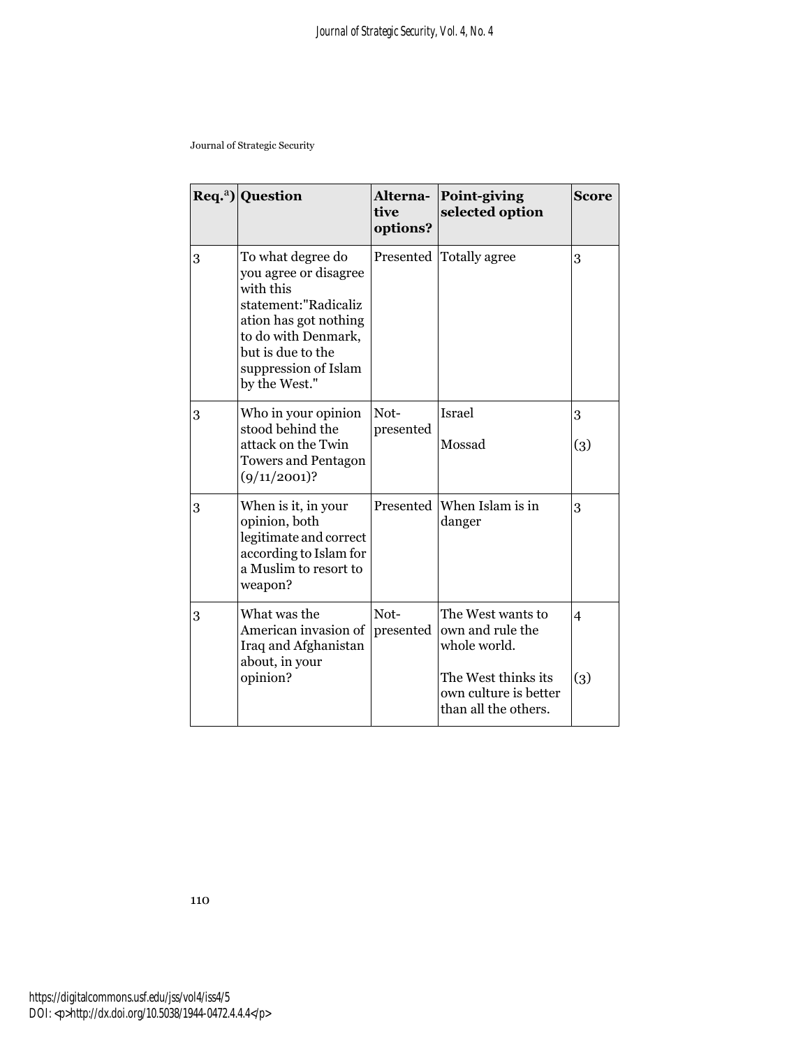| Req.[a]) | Question | Alterna-tive options? | Point-giving selected option | Score |
|---|---|---|---|---|
| 3 | To what degree do you agree or disagree with this statement:"Radicalization has got nothing to do with Denmark, but is due to the suppression of Islam by the West." | Presented | Totally agree | 3 |
| 3 | Who in your opinion stood behind the attack on the Twin Towers and Pentagon (9/11/2001)? | Not-presented | Israel<br><br>Mossad | 3<br><br>(3) |
| 3 | When is it, in your opinion, both legitimate and correct according to Islam for a Muslim to resort to weapon? | Presented | When Islam is in danger | 3 |
| 3 | What was the American invasion of Iraq and Afghanistan about, in your opinion? | Not-presented | The West wants to own and rule the whole world.<br><br>The West thinks its own culture is better than all the others. | 4<br><br>(3) |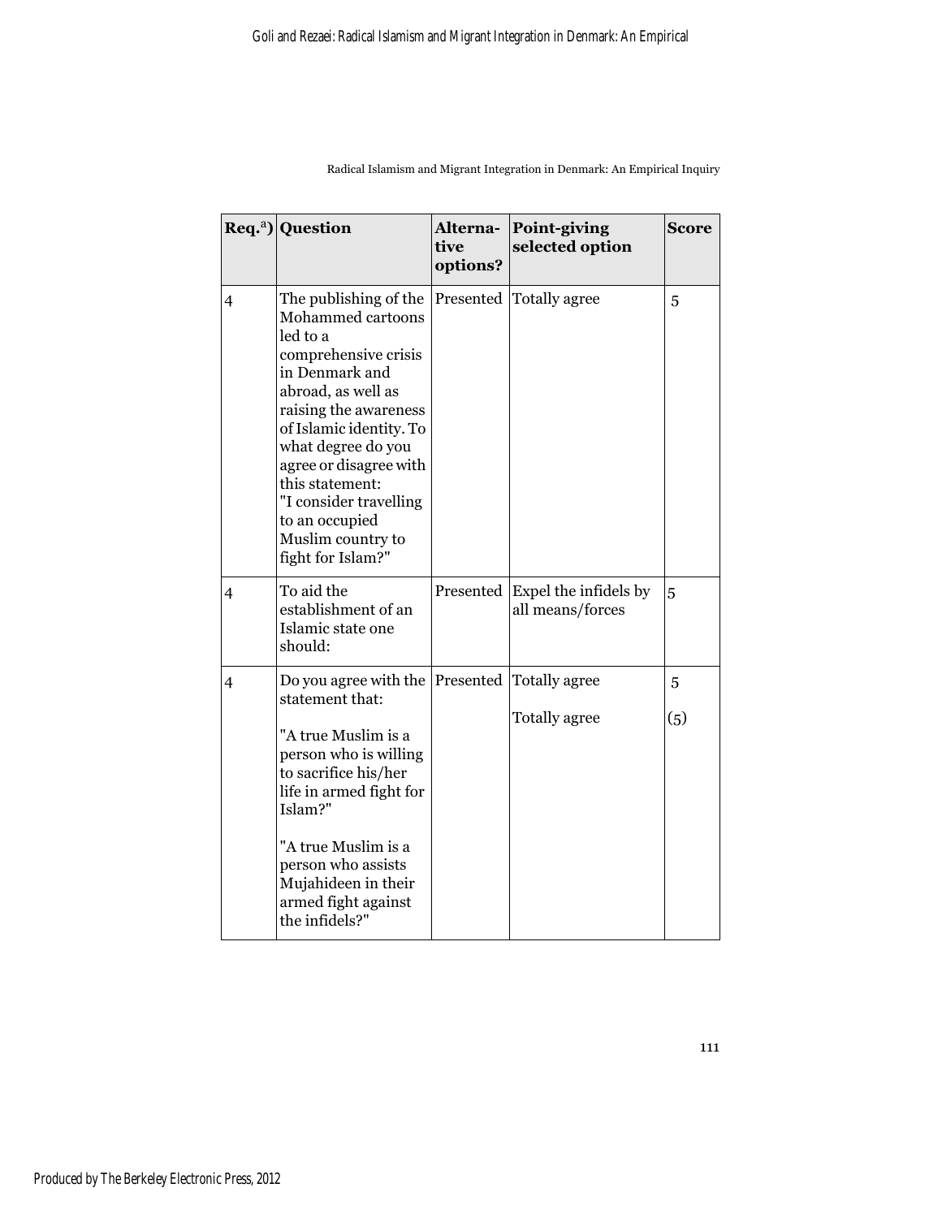| Req.[a]) | Question | Alterna-tive options? | Point-giving selected option | Score |
|---|---|---|---|---|
| 4 | The publishing of the Mohammed cartoons led to a comprehensive crisis in Denmark and abroad, as well as raising the awareness of Islamic identity. To what degree do you agree or disagree with this statement: "I consider travelling to an occupied Muslim country to fight for Islam?" | Presented | Totally agree | 5 |
| 4 | To aid the establishment of an Islamic state one should: | Presented | Expel the infidels by all means/forces | 5 |
| 4 | Do you agree with the statement that: "A true Muslim is a person who is willing to sacrifice his/her life in armed fight for Islam?" "A true Muslim is a person who assists Mujahideen in their armed fight against the infidels?" | Presented | Totally agree<br>Totally agree | 5<br>(5) |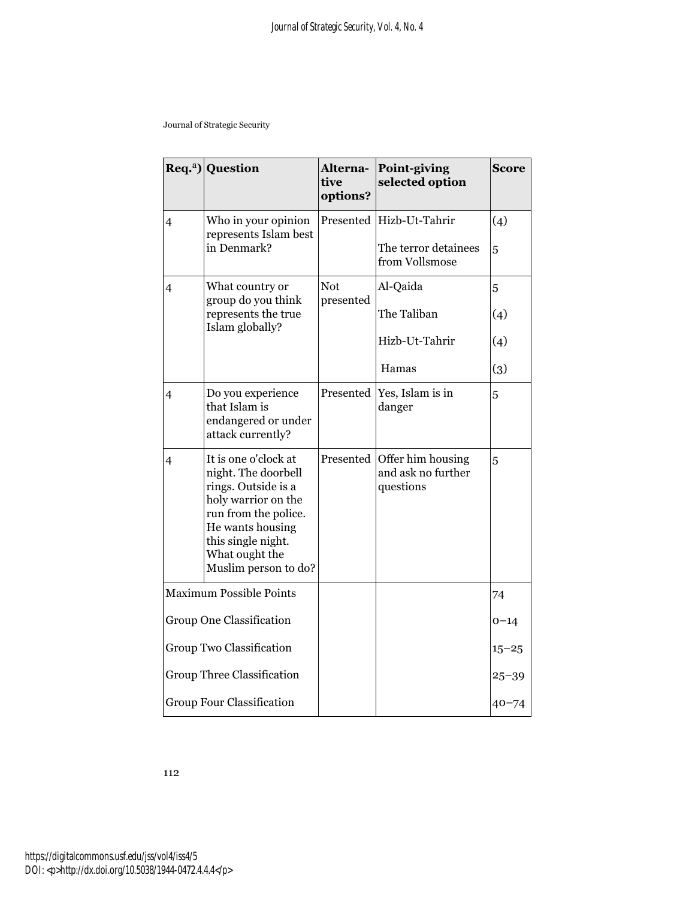| Req.[a]) | Question | Alternative options? | Point-giving selected option | Score |
|---|---|---|---|---|
| 4 | Who in your opinion represents Islam best in Denmark? | Presented | Hizb-Ut-Tahrir | (4) |
| | | | The terror detainees from Vollsmose | 5 |
| 4 | What country or group do you think represents the true Islam globally? | Not presented | Al-Qaida | 5 |
| | | | The Taliban | (4) |
| | | | Hizb-Ut-Tahrir | (4) |
| | | | Hamas | (3) |
| 4 | Do you experience that Islam is endangered or under attack currently? | Presented | Yes, Islam is in danger | 5 |
| 4 | It is one o'clock at night. The doorbell rings. Outside is a holy warrior on the run from the police. He wants housing this single night. What ought the Muslim person to do? | Presented | Offer him housing and ask no further questions | 5 |
| Maximum Possible Points | | | | 74 |
| Group One Classification | | | | 0–14 |
| Group Two Classification | | | | 15–25 |
| Group Three Classification | | | | 25–39 |
| Group Four Classification | | | | 40–74 |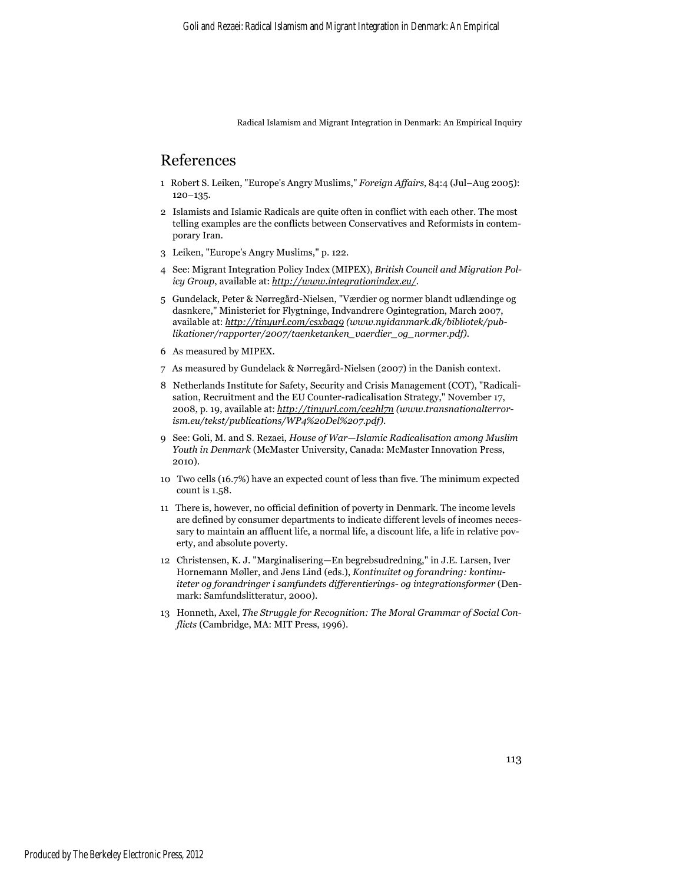# References

1 Robert S. Leiken, "Europe's Angry Muslims," *Foreign Affairs*, 84:4 (Jul–Aug 2005): 120–135.

2 Islamists and Islamic Radicals are quite often in conflict with each other. The most telling examples are the conflicts between Conservatives and Reformists in contemporary Iran.

3 Leiken, "Europe's Angry Muslims," p. 122.

4 See: Migrant Integration Policy Index (MIPEX), *British Council and Migration Policy Group*, available at: *http://www.integrationindex.eu/*.

5 Gundelack, Peter & Nørregård-Nielsen, "Værdier og normer blandt udlændinge og dasnkere," Ministeriet for Flygtninge, Indvandrere Ogintegration, March 2007, available at: *http://tinyurl.com/csxbaq9 (www.nyidanmark.dk/bibliotek/publikationer/rapporter/2007/taenketanken_vaerdier_og_normer.pdf)*.

6 As measured by MIPEX.

7 As measured by Gundelack & Nørregård-Nielsen (2007) in the Danish context.

8 Netherlands Institute for Safety, Security and Crisis Management (COT), "Radicalisation, Recruitment and the EU Counter-radicalisation Strategy," November 17, 2008, p. 19, available at: *http://tinyurl.com/ce2hl7n (www.transnationalterrorism.eu/tekst/publications/WP4%20Del%207.pdf)*.

9 See: Goli, M. and S. Rezaei, *House of War—Islamic Radicalisation among Muslim Youth in Denmark* (McMaster University, Canada: McMaster Innovation Press, 2010).

10 Two cells (16.7%) have an expected count of less than five. The minimum expected count is 1.58.

11 There is, however, no official definition of poverty in Denmark. The income levels are defined by consumer departments to indicate different levels of incomes necessary to maintain an affluent life, a normal life, a discount life, a life in relative poverty, and absolute poverty.

12 Christensen, K. J. "Marginalisering—En begrebsudredning," in J.E. Larsen, Iver Hornemann Møller, and Jens Lind (eds.), *Kontinuitet og forandring: kontinuiteter og forandringer i samfundets differentierings- og integrationsformer* (Denmark: Samfundslitteratur, 2000).

13 Honneth, Axel, *The Struggle for Recognition: The Moral Grammar of Social Conflicts* (Cambridge, MA: MIT Press, 1996).